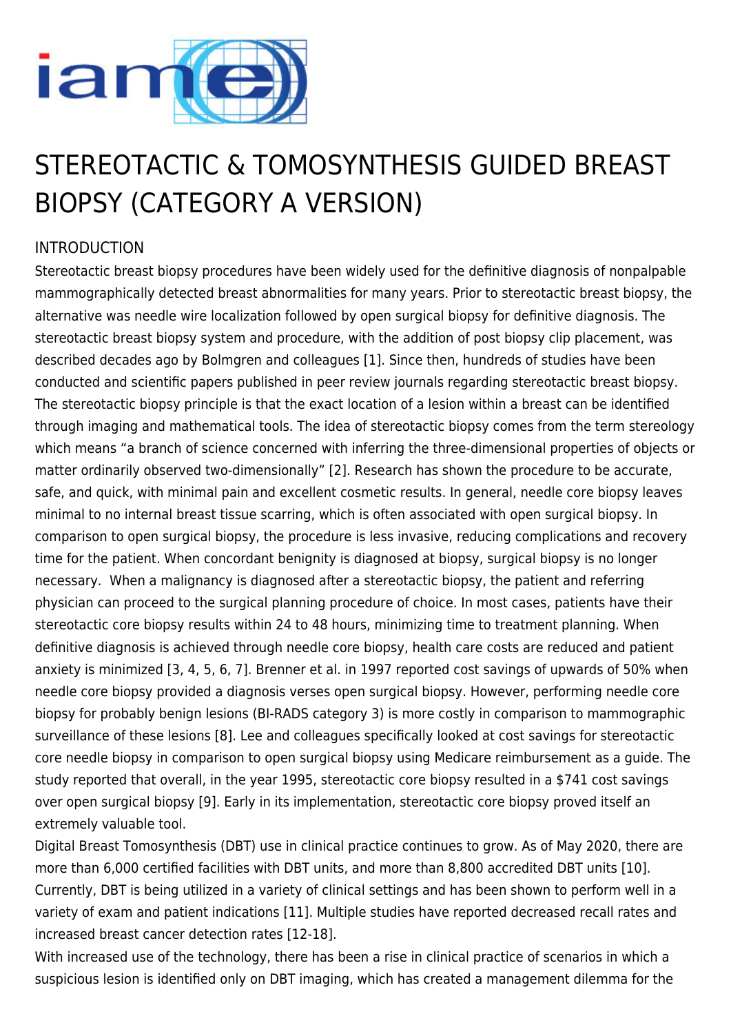# STEREOTACTIC & TOMOSYNTHESIS GUIDED BREAST BIOPSY (CATEGORY A VERSION)

## INTRODUCTION

Stereotactic breast biopsy procedures have been widely used for the definitive diagnosis of nonpalpable mammographically detected breast abnormalities for many years. Prior to stereotactic breast biopsy, the alternative was needle wire localization followed by open surgical biopsy for definitive diagnosis. The stereotactic breast biopsy system and procedure, with the addition of post biopsy clip placement, was described decades ago by Bolmgren and colleagues [1]. Since then, hundreds of studies have been conducted and scientific papers published in peer review journals regarding stereotactic breast biopsy. The stereotactic biopsy principle is that the exact location of a lesion within a breast can be identified through imaging and mathematical tools. The idea of stereotactic biopsy comes from the term stereology which means "a branch of science concerned with inferring the three-dimensional properties of objects or matter ordinarily observed two-dimensionally" [2]. Research has shown the procedure to be accurate, safe, and quick, with minimal pain and excellent cosmetic results. In general, needle core biopsy leaves minimal to no internal breast tissue scarring, which is often associated with open surgical biopsy. In comparison to open surgical biopsy, the procedure is less invasive, reducing complications and recovery time for the patient. When concordant benignity is diagnosed at biopsy, surgical biopsy is no longer necessary. When a malignancy is diagnosed after a stereotactic biopsy, the patient and referring physician can proceed to the surgical planning procedure of choice. In most cases, patients have their stereotactic core biopsy results within 24 to 48 hours, minimizing time to treatment planning. When definitive diagnosis is achieved through needle core biopsy, health care costs are reduced and patient anxiety is minimized [3, 4, 5, 6, 7]. Brenner et al. in 1997 reported cost savings of upwards of 50% when needle core biopsy provided a diagnosis verses open surgical biopsy. However, performing needle core biopsy for probably benign lesions (BI-RADS category 3) is more costly in comparison to mammographic surveillance of these lesions [8]. Lee and colleagues specifically looked at cost savings for stereotactic core needle biopsy in comparison to open surgical biopsy using Medicare reimbursement as a guide. The study reported that overall, in the year 1995, stereotactic core biopsy resulted in a $741 cost savings over open surgical biopsy [9]. Early in its implementation, stereotactic core biopsy proved itself an extremely valuable tool.

Digital Breast Tomosynthesis (DBT) use in clinical practice continues to grow. As of May 2020, there are more than 6,000 certified facilities with DBT units, and more than 8,800 accredited DBT units [10]. Currently, DBT is being utilized in a variety of clinical settings and has been shown to perform well in a variety of exam and patient indications [11]. Multiple studies have reported decreased recall rates and increased breast cancer detection rates [12-18].

With increased use of the technology, there has been a rise in clinical practice of scenarios in which a suspicious lesion is identified only on DBT imaging, which has created a management dilemma for the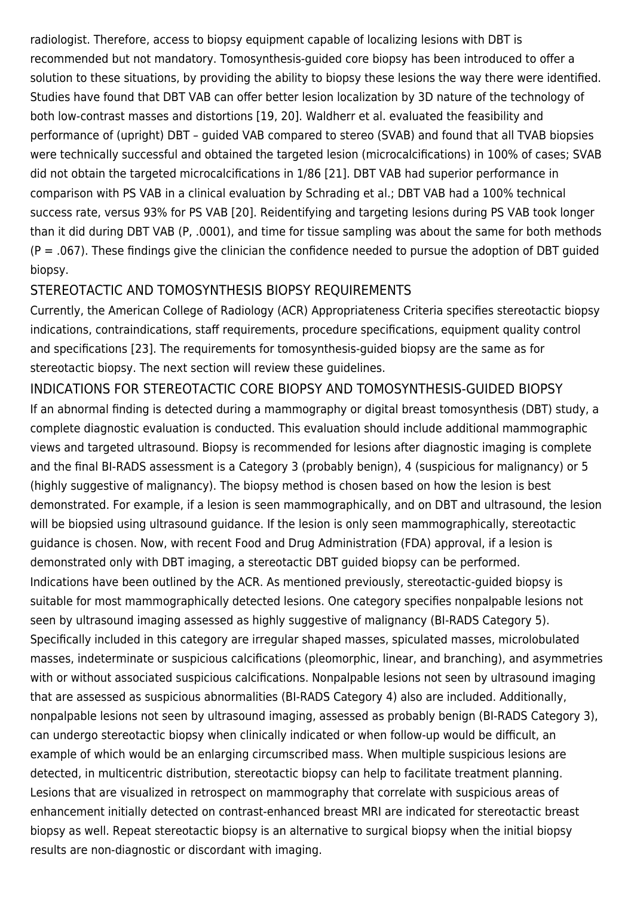radiologist. Therefore, access to biopsy equipment capable of localizing lesions with DBT is recommended but not mandatory. Tomosynthesis-guided core biopsy has been introduced to offer a solution to these situations, by providing the ability to biopsy these lesions the way there were identified. Studies have found that DBT VAB can offer better lesion localization by 3D nature of the technology of both low-contrast masses and distortions [19, 20]. Waldherr et al. evaluated the feasibility and performance of (upright) DBT – guided VAB compared to stereo (SVAB) and found that all TVAB biopsies were technically successful and obtained the targeted lesion (microcalcifications) in 100% of cases; SVAB did not obtain the targeted microcalcifications in 1/86 [21]. DBT VAB had superior performance in comparison with PS VAB in a clinical evaluation by Schrading et al.; DBT VAB had a 100% technical success rate, versus 93% for PS VAB [20]. Reidentifying and targeting lesions during PS VAB took longer than it did during DBT VAB (P, .0001), and time for tissue sampling was about the same for both methods (P = .067). These findings give the clinician the confidence needed to pursue the adoption of DBT guided biopsy.

## STEREOTACTIC AND TOMOSYNTHESIS BIOPSY REQUIREMENTS

Currently, the American College of Radiology (ACR) Appropriateness Criteria specifies stereotactic biopsy indications, contraindications, staff requirements, procedure specifications, equipment quality control and specifications [23]. The requirements for tomosynthesis-guided biopsy are the same as for stereotactic biopsy. The next section will review these guidelines.

## INDICATIONS FOR STEREOTACTIC CORE BIOPSY AND TOMOSYNTHESIS-GUIDED BIOPSY

If an abnormal finding is detected during a mammography or digital breast tomosynthesis (DBT) study, a complete diagnostic evaluation is conducted. This evaluation should include additional mammographic views and targeted ultrasound. Biopsy is recommended for lesions after diagnostic imaging is complete and the final BI-RADS assessment is a Category 3 (probably benign), 4 (suspicious for malignancy) or 5 (highly suggestive of malignancy). The biopsy method is chosen based on how the lesion is best demonstrated. For example, if a lesion is seen mammographically, and on DBT and ultrasound, the lesion will be biopsied using ultrasound guidance. If the lesion is only seen mammographically, stereotactic guidance is chosen. Now, with recent Food and Drug Administration (FDA) approval, if a lesion is demonstrated only with DBT imaging, a stereotactic DBT guided biopsy can be performed.

Indications have been outlined by the ACR. As mentioned previously, stereotactic-guided biopsy is suitable for most mammographically detected lesions. One category specifies nonpalpable lesions not seen by ultrasound imaging assessed as highly suggestive of malignancy (BI-RADS Category 5). Specifically included in this category are irregular shaped masses, spiculated masses, microlobulated masses, indeterminate or suspicious calcifications (pleomorphic, linear, and branching), and asymmetries with or without associated suspicious calcifications. Nonpalpable lesions not seen by ultrasound imaging that are assessed as suspicious abnormalities (BI-RADS Category 4) also are included. Additionally, nonpalpable lesions not seen by ultrasound imaging, assessed as probably benign (BI-RADS Category 3), can undergo stereotactic biopsy when clinically indicated or when follow-up would be difficult, an example of which would be an enlarging circumscribed mass. When multiple suspicious lesions are detected, in multicentric distribution, stereotactic biopsy can help to facilitate treatment planning. Lesions that are visualized in retrospect on mammography that correlate with suspicious areas of enhancement initially detected on contrast-enhanced breast MRI are indicated for stereotactic breast biopsy as well. Repeat stereotactic biopsy is an alternative to surgical biopsy when the initial biopsy results are non-diagnostic or discordant with imaging.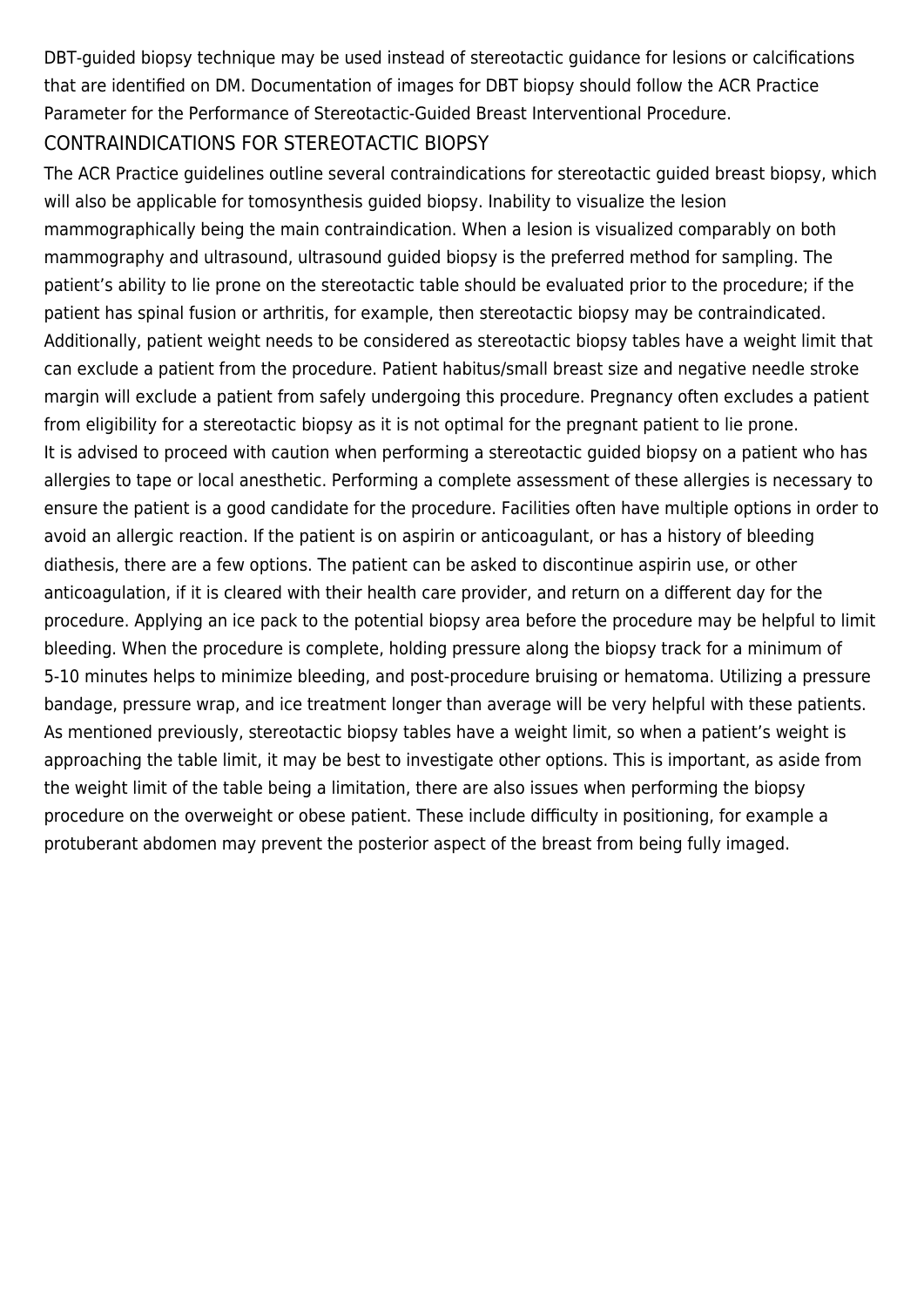DBT-guided biopsy technique may be used instead of stereotactic guidance for lesions or calcifications that are identified on DM. Documentation of images for DBT biopsy should follow the ACR Practice Parameter for the Performance of Stereotactic-Guided Breast Interventional Procedure.

## CONTRAINDICATIONS FOR STEREOTACTIC BIOPSY

The ACR Practice guidelines outline several contraindications for stereotactic guided breast biopsy, which will also be applicable for tomosynthesis guided biopsy. Inability to visualize the lesion mammographically being the main contraindication. When a lesion is visualized comparably on both mammography and ultrasound, ultrasound guided biopsy is the preferred method for sampling. The patient's ability to lie prone on the stereotactic table should be evaluated prior to the procedure; if the patient has spinal fusion or arthritis, for example, then stereotactic biopsy may be contraindicated. Additionally, patient weight needs to be considered as stereotactic biopsy tables have a weight limit that can exclude a patient from the procedure. Patient habitus/small breast size and negative needle stroke margin will exclude a patient from safely undergoing this procedure. Pregnancy often excludes a patient from eligibility for a stereotactic biopsy as it is not optimal for the pregnant patient to lie prone.

It is advised to proceed with caution when performing a stereotactic guided biopsy on a patient who has allergies to tape or local anesthetic. Performing a complete assessment of these allergies is necessary to ensure the patient is a good candidate for the procedure. Facilities often have multiple options in order to avoid an allergic reaction. If the patient is on aspirin or anticoagulant, or has a history of bleeding diathesis, there are a few options. The patient can be asked to discontinue aspirin use, or other anticoagulation, if it is cleared with their health care provider, and return on a different day for the procedure. Applying an ice pack to the potential biopsy area before the procedure may be helpful to limit bleeding. When the procedure is complete, holding pressure along the biopsy track for a minimum of 5-10 minutes helps to minimize bleeding, and post-procedure bruising or hematoma. Utilizing a pressure bandage, pressure wrap, and ice treatment longer than average will be very helpful with these patients. As mentioned previously, stereotactic biopsy tables have a weight limit, so when a patient's weight is approaching the table limit, it may be best to investigate other options. This is important, as aside from the weight limit of the table being a limitation, there are also issues when performing the biopsy procedure on the overweight or obese patient. These include difficulty in positioning, for example a protuberant abdomen may prevent the posterior aspect of the breast from being fully imaged.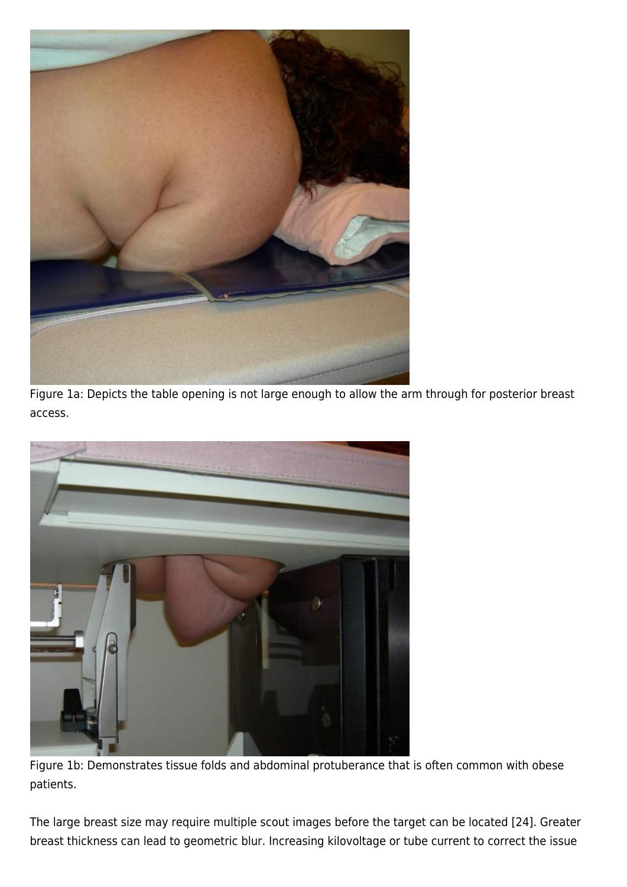Figure 1a: Depicts the table opening is not large enough to allow the arm through for posterior breast access.

Figure 1b: Demonstrates tissue folds and abdominal protuberance that is often common with obese patients.

The large breast size may require multiple scout images before the target can be located [24]. Greater breast thickness can lead to geometric blur. Increasing kilovoltage or tube current to correct the issue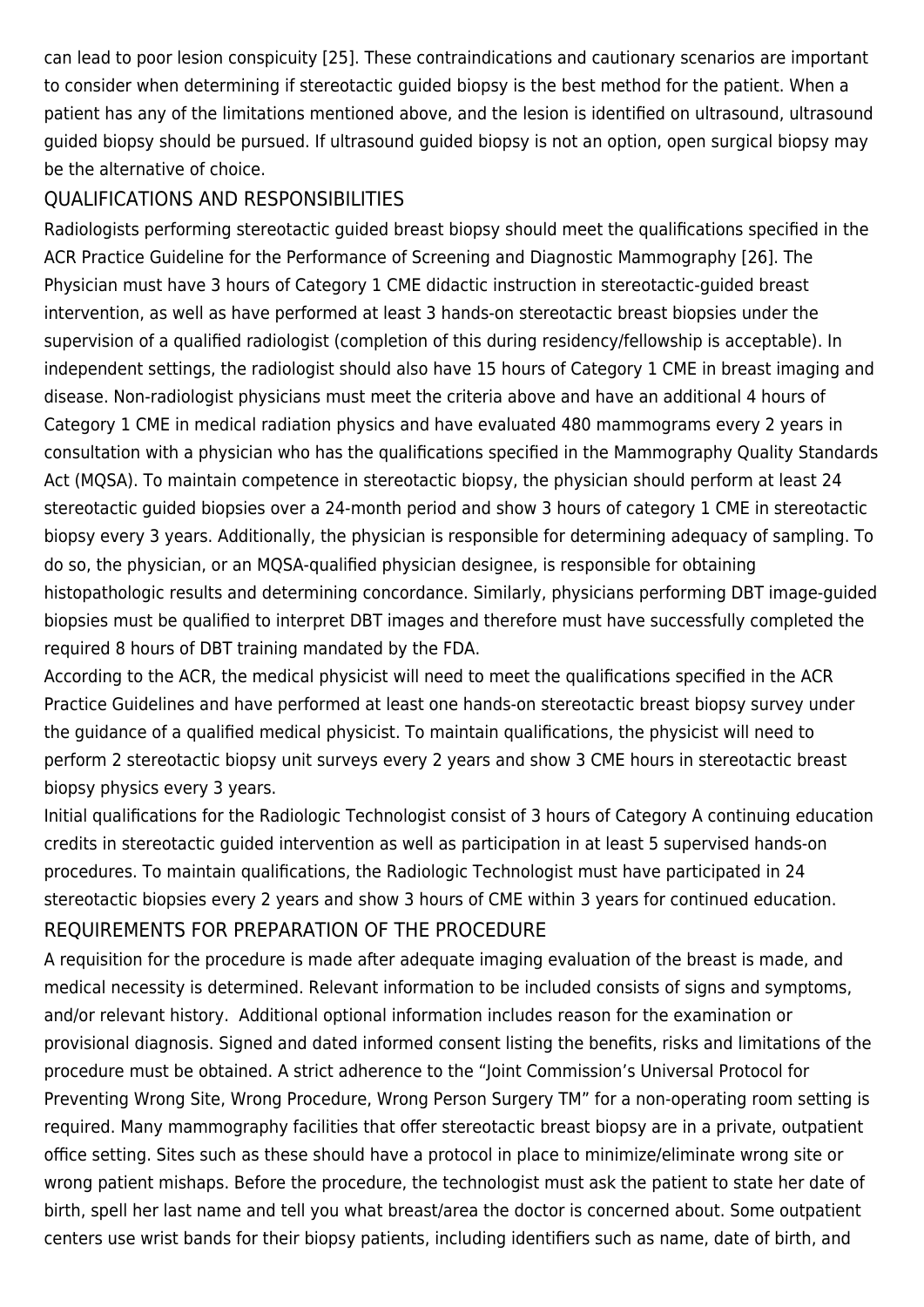can lead to poor lesion conspicuity [25]. These contraindications and cautionary scenarios are important to consider when determining if stereotactic guided biopsy is the best method for the patient. When a patient has any of the limitations mentioned above, and the lesion is identified on ultrasound, ultrasound guided biopsy should be pursued. If ultrasound guided biopsy is not an option, open surgical biopsy may be the alternative of choice.

## QUALIFICATIONS AND RESPONSIBILITIES

Radiologists performing stereotactic guided breast biopsy should meet the qualifications specified in the ACR Practice Guideline for the Performance of Screening and Diagnostic Mammography [26]. The Physician must have 3 hours of Category 1 CME didactic instruction in stereotactic-guided breast intervention, as well as have performed at least 3 hands-on stereotactic breast biopsies under the supervision of a qualified radiologist (completion of this during residency/fellowship is acceptable). In independent settings, the radiologist should also have 15 hours of Category 1 CME in breast imaging and disease. Non-radiologist physicians must meet the criteria above and have an additional 4 hours of Category 1 CME in medical radiation physics and have evaluated 480 mammograms every 2 years in consultation with a physician who has the qualifications specified in the Mammography Quality Standards Act (MQSA). To maintain competence in stereotactic biopsy, the physician should perform at least 24 stereotactic guided biopsies over a 24-month period and show 3 hours of category 1 CME in stereotactic biopsy every 3 years. Additionally, the physician is responsible for determining adequacy of sampling. To do so, the physician, or an MQSA-qualified physician designee, is responsible for obtaining histopathologic results and determining concordance. Similarly, physicians performing DBT image-guided biopsies must be qualified to interpret DBT images and therefore must have successfully completed the required 8 hours of DBT training mandated by the FDA.

According to the ACR, the medical physicist will need to meet the qualifications specified in the ACR Practice Guidelines and have performed at least one hands-on stereotactic breast biopsy survey under the guidance of a qualified medical physicist. To maintain qualifications, the physicist will need to perform 2 stereotactic biopsy unit surveys every 2 years and show 3 CME hours in stereotactic breast biopsy physics every 3 years.

Initial qualifications for the Radiologic Technologist consist of 3 hours of Category A continuing education credits in stereotactic guided intervention as well as participation in at least 5 supervised hands-on procedures. To maintain qualifications, the Radiologic Technologist must have participated in 24 stereotactic biopsies every 2 years and show 3 hours of CME within 3 years for continued education.

## REQUIREMENTS FOR PREPARATION OF THE PROCEDURE

A requisition for the procedure is made after adequate imaging evaluation of the breast is made, and medical necessity is determined. Relevant information to be included consists of signs and symptoms, and/or relevant history. Additional optional information includes reason for the examination or provisional diagnosis. Signed and dated informed consent listing the benefits, risks and limitations of the procedure must be obtained. A strict adherence to the "Joint Commission's Universal Protocol for Preventing Wrong Site, Wrong Procedure, Wrong Person Surgery TM" for a non-operating room setting is required. Many mammography facilities that offer stereotactic breast biopsy are in a private, outpatient office setting. Sites such as these should have a protocol in place to minimize/eliminate wrong site or wrong patient mishaps. Before the procedure, the technologist must ask the patient to state her date of birth, spell her last name and tell you what breast/area the doctor is concerned about. Some outpatient centers use wrist bands for their biopsy patients, including identifiers such as name, date of birth, and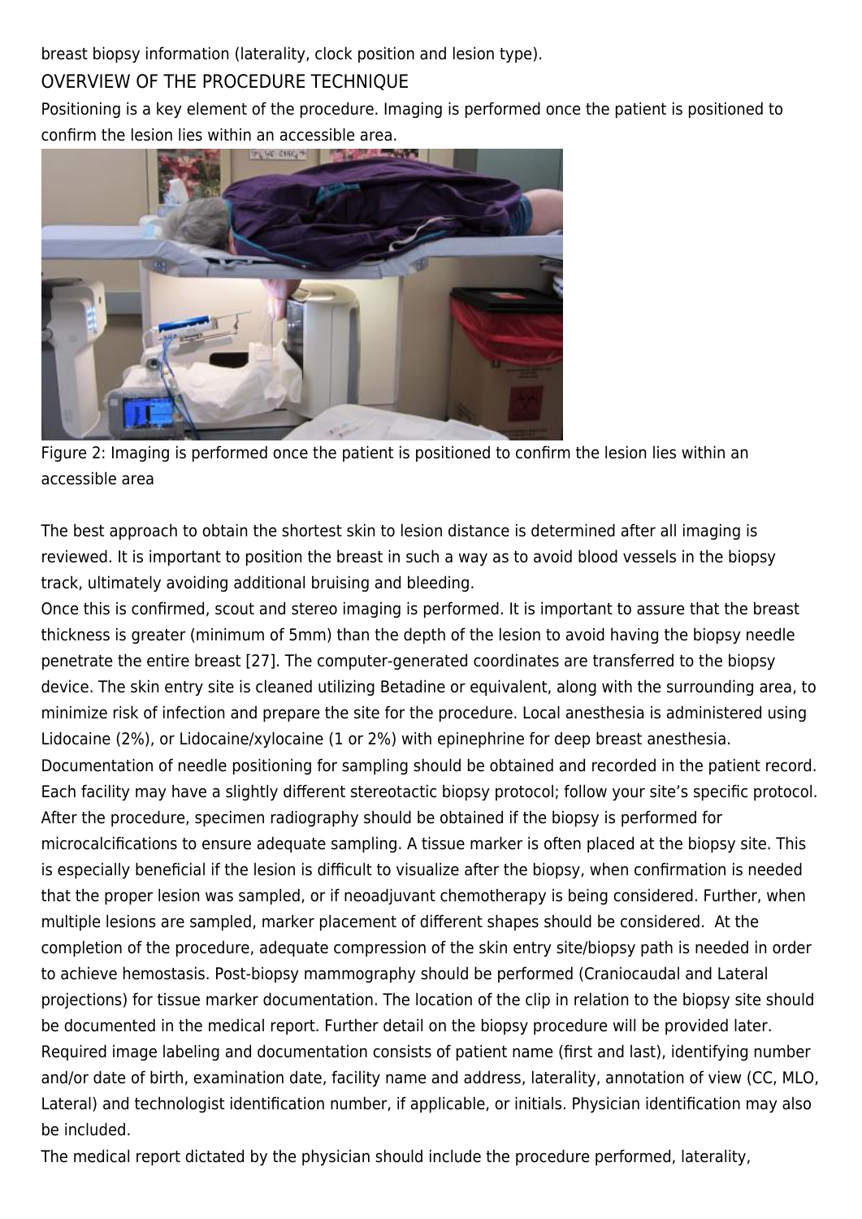breast biopsy information (laterality, clock position and lesion type).

## OVERVIEW OF THE PROCEDURE TECHINQUE

Positioning is a key element of the procedure. Imaging is performed once the patient is positioned to confirm the lesion lies within an accessible area.

Figure 2: Imaging is performed once the patient is positioned to confirm the lesion lies within an accessible area

The best approach to obtain the shortest skin to lesion distance is determined after all imaging is reviewed. It is important to position the breast in such a way as to avoid blood vessels in the biopsy track, ultimately avoiding additional bruising and bleeding.

Once this is confirmed, scout and stereo imaging is performed. It is important to assure that the breast thickness is greater (minimum of 5mm) than the depth of the lesion to avoid having the biopsy needle penetrate the entire breast [27]. The computer-generated coordinates are transferred to the biopsy device. The skin entry site is cleaned utilizing Betadine or equivalent, along with the surrounding area, to minimize risk of infection and prepare the site for the procedure. Local anesthesia is administered using Lidocaine (2%), or Lidocaine/xylocaine (1 or 2%) with epinephrine for deep breast anesthesia.

Documentation of needle positioning for sampling should be obtained and recorded in the patient record. Each facility may have a slightly different stereotactic biopsy protocol; follow your site's specific protocol. After the procedure, specimen radiography should be obtained if the biopsy is performed for microcalcifications to ensure adequate sampling. A tissue marker is often placed at the biopsy site. This is especially beneficial if the lesion is difficult to visualize after the biopsy, when confirmation is needed that the proper lesion was sampled, or if neoadjuvant chemotherapy is being considered. Further, when multiple lesions are sampled, marker placement of different shapes should be considered. At the completion of the procedure, adequate compression of the skin entry site/biopsy path is needed in order to achieve hemostasis. Post-biopsy mammography should be performed (Craniocaudal and Lateral projections) for tissue marker documentation. The location of the clip in relation to the biopsy site should be documented in the medical report. Further detail on the biopsy procedure will be provided later.

Required image labeling and documentation consists of patient name (first and last), identifying number and/or date of birth, examination date, facility name and address, laterality, annotation of view (CC, MLO, Lateral) and technologist identification number, if applicable, or initials. Physician identification may also be included.

The medical report dictated by the physician should include the procedure performed, laterality,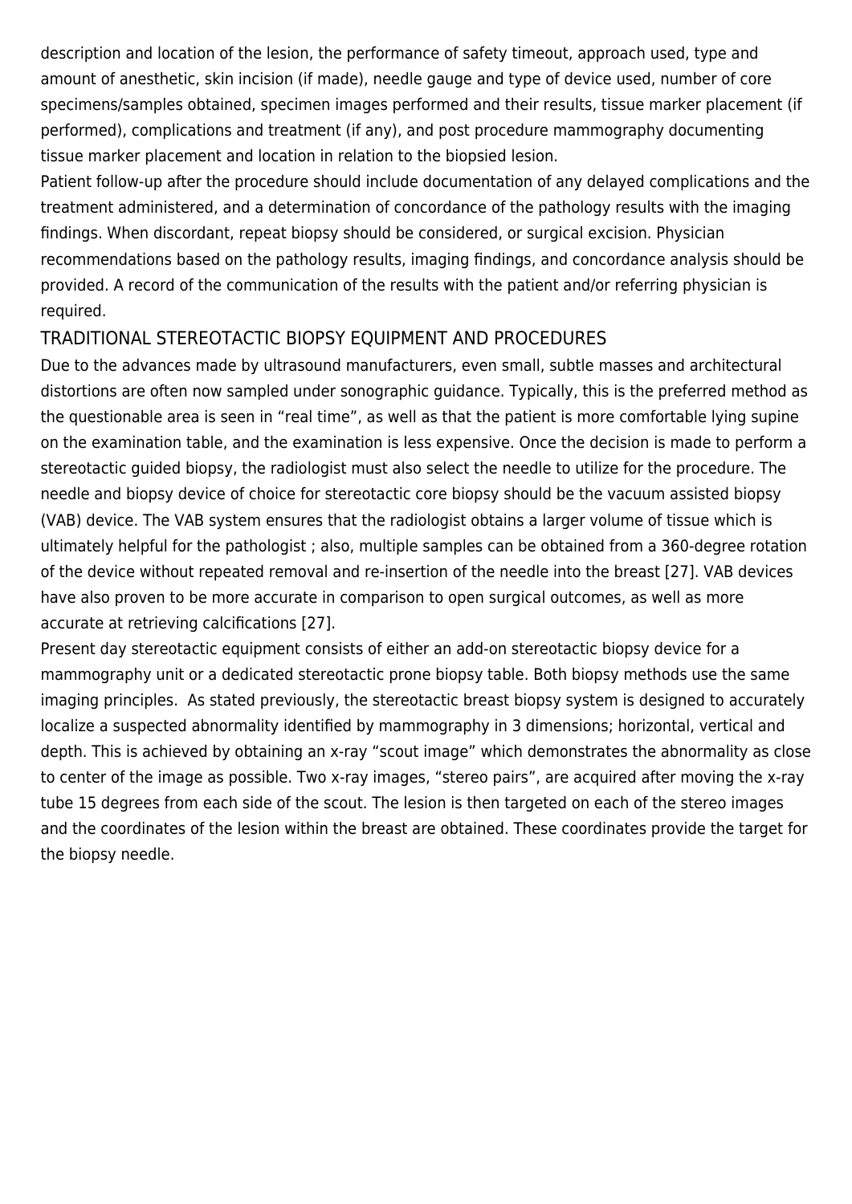description and location of the lesion, the performance of safety timeout, approach used, type and amount of anesthetic, skin incision (if made), needle gauge and type of device used, number of core specimens/samples obtained, specimen images performed and their results, tissue marker placement (if performed), complications and treatment (if any), and post procedure mammography documenting tissue marker placement and location in relation to the biopsied lesion.

Patient follow-up after the procedure should include documentation of any delayed complications and the treatment administered, and a determination of concordance of the pathology results with the imaging findings. When discordant, repeat biopsy should be considered, or surgical excision. Physician recommendations based on the pathology results, imaging findings, and concordance analysis should be provided. A record of the communication of the results with the patient and/or referring physician is required.

## TRADITIONAL STEREOTACTIC BIOPSY EQUIPMENT AND PROCEDURES

Due to the advances made by ultrasound manufacturers, even small, subtle masses and architectural distortions are often now sampled under sonographic guidance. Typically, this is the preferred method as the questionable area is seen in "real time", as well as that the patient is more comfortable lying supine on the examination table, and the examination is less expensive. Once the decision is made to perform a stereotactic guided biopsy, the radiologist must also select the needle to utilize for the procedure. The needle and biopsy device of choice for stereotactic core biopsy should be the vacuum assisted biopsy (VAB) device. The VAB system ensures that the radiologist obtains a larger volume of tissue which is ultimately helpful for the pathologist ; also, multiple samples can be obtained from a 360-degree rotation of the device without repeated removal and re-insertion of the needle into the breast [27]. VAB devices have also proven to be more accurate in comparison to open surgical outcomes, as well as more accurate at retrieving calcifications [27].

Present day stereotactic equipment consists of either an add-on stereotactic biopsy device for a mammography unit or a dedicated stereotactic prone biopsy table. Both biopsy methods use the same imaging principles. As stated previously, the stereotactic breast biopsy system is designed to accurately localize a suspected abnormality identified by mammography in 3 dimensions; horizontal, vertical and depth. This is achieved by obtaining an x-ray "scout image" which demonstrates the abnormality as close to center of the image as possible. Two x-ray images, "stereo pairs", are acquired after moving the x-ray tube 15 degrees from each side of the scout. The lesion is then targeted on each of the stereo images and the coordinates of the lesion within the breast are obtained. These coordinates provide the target for the biopsy needle.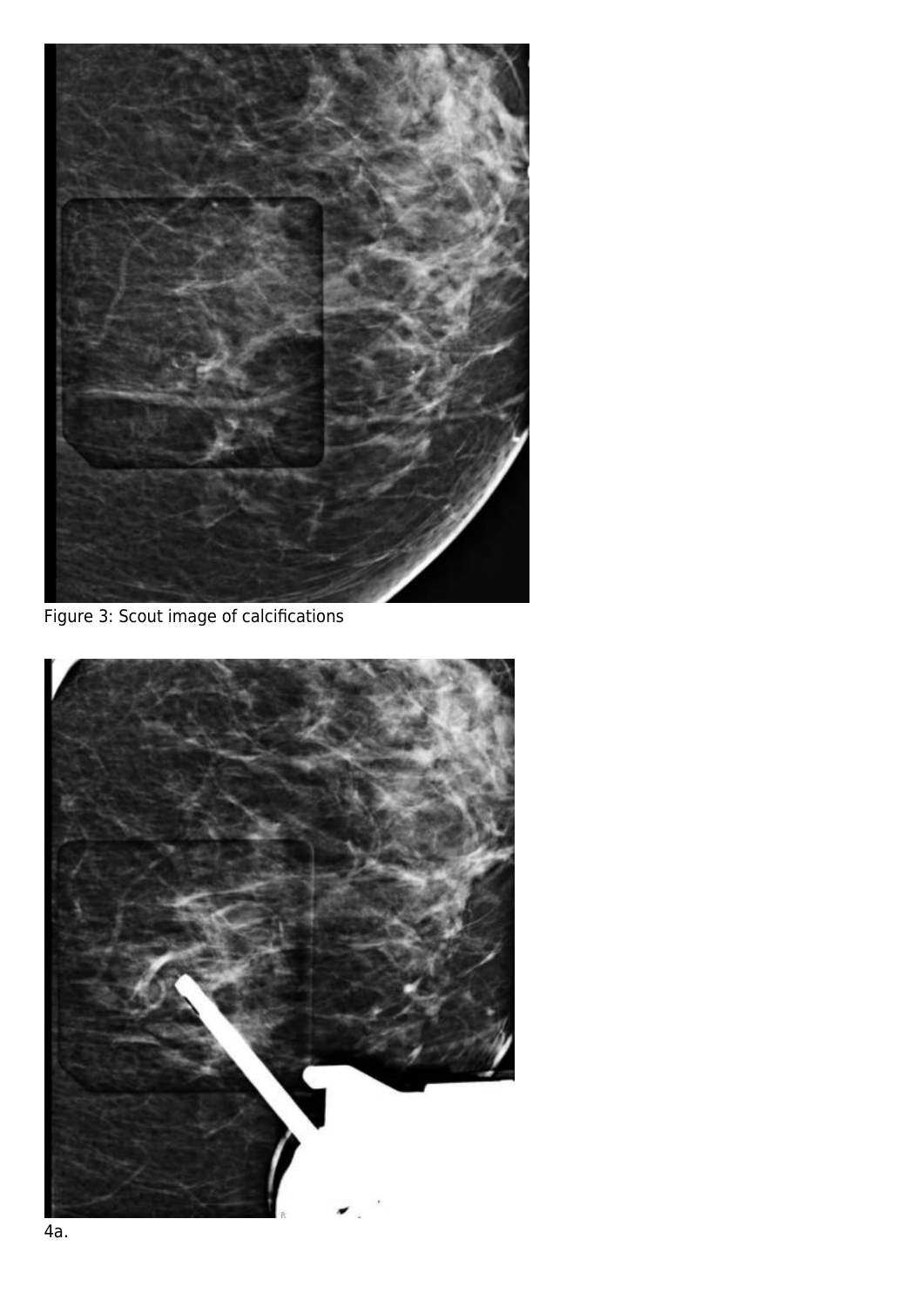Figure 3: Scout image of calcifications

4a.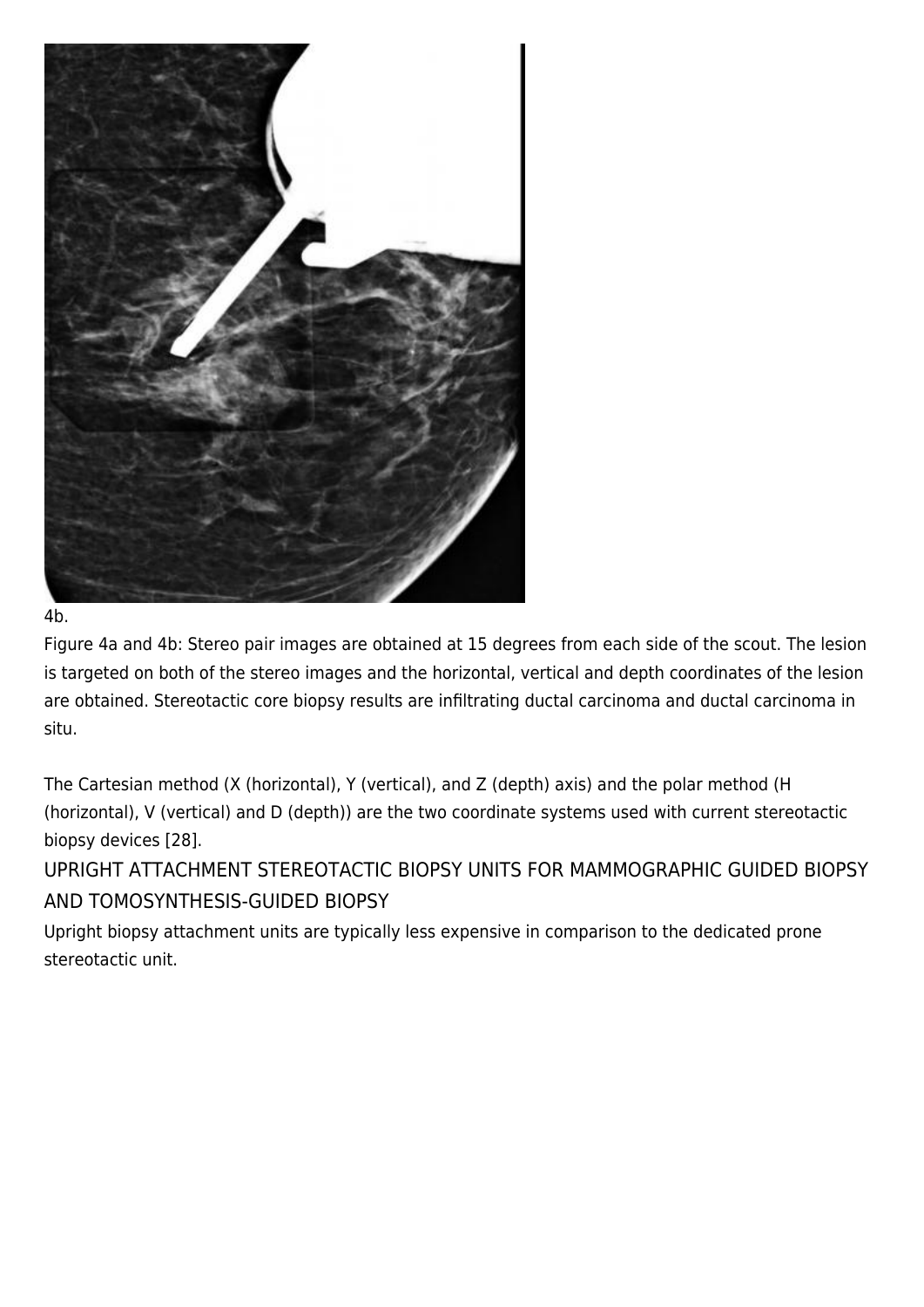4b.

Figure 4a and 4b: Stereo pair images are obtained at 15 degrees from each side of the scout. The lesion is targeted on both of the stereo images and the horizontal, vertical and depth coordinates of the lesion are obtained. Stereotactic core biopsy results are infiltrating ductal carcinoma and ductal carcinoma in situ.

The Cartesian method (X (horizontal), Y (vertical), and Z (depth) axis) and the polar method (H (horizontal), V (vertical) and D (depth)) are the two coordinate systems used with current stereotactic biopsy devices [28].

## UPRIGHT ATTACHMENT STEREOTACTIC BIOPSY UNITS FOR MAMMOGRAPHIC GUIDED BIOPSY AND TOMOSYNTHESIS-GUIDED BIOPSY

Upright biopsy attachment units are typically less expensive in comparison to the dedicated prone stereotactic unit.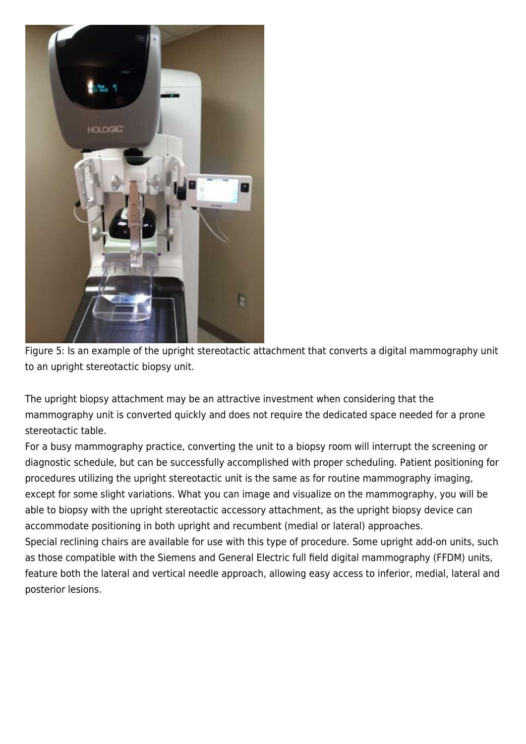Figure 5: Is an example of the upright stereotactic attachment that converts a digital mammography unit to an upright stereotactic biopsy unit.

The upright biopsy attachment may be an attractive investment when considering that the mammography unit is converted quickly and does not require the dedicated space needed for a prone stereotactic table.

For a busy mammography practice, converting the unit to a biopsy room will interrupt the screening or diagnostic schedule, but can be successfully accomplished with proper scheduling. Patient positioning for procedures utilizing the upright stereotactic unit is the same as for routine mammography imaging, except for some slight variations. What you can image and visualize on the mammography, you will be able to biopsy with the upright stereotactic accessory attachment, as the upright biopsy device can accommodate positioning in both upright and recumbent (medial or lateral) approaches.

Special reclining chairs are available for use with this type of procedure. Some upright add-on units, such as those compatible with the Siemens and General Electric full field digital mammography (FFDM) units, feature both the lateral and vertical needle approach, allowing easy access to inferior, medial, lateral and posterior lesions.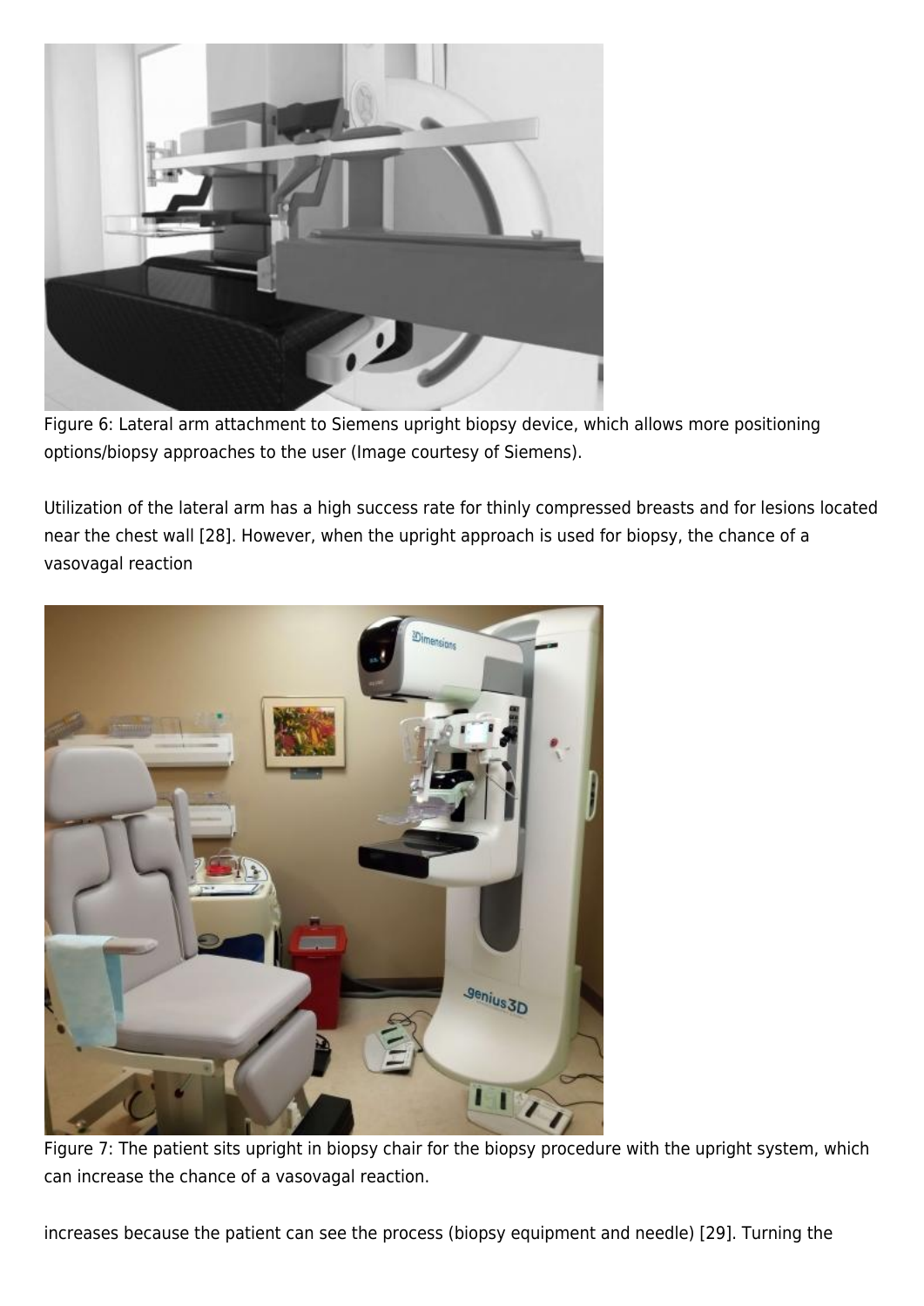Figure 6: Lateral arm attachment to Siemens upright biopsy device, which allows more positioning options/biopsy approaches to the user (Image courtesy of Siemens).

Utilization of the lateral arm has a high success rate for thinly compressed breasts and for lesions located near the chest wall [28]. However, when the upright approach is used for biopsy, the chance of a vasovagal reaction

Figure 7: The patient sits upright in biopsy chair for the biopsy procedure with the upright system, which can increase the chance of a vasovagal reaction.

increases because the patient can see the process (biopsy equipment and needle) [29]. Turning the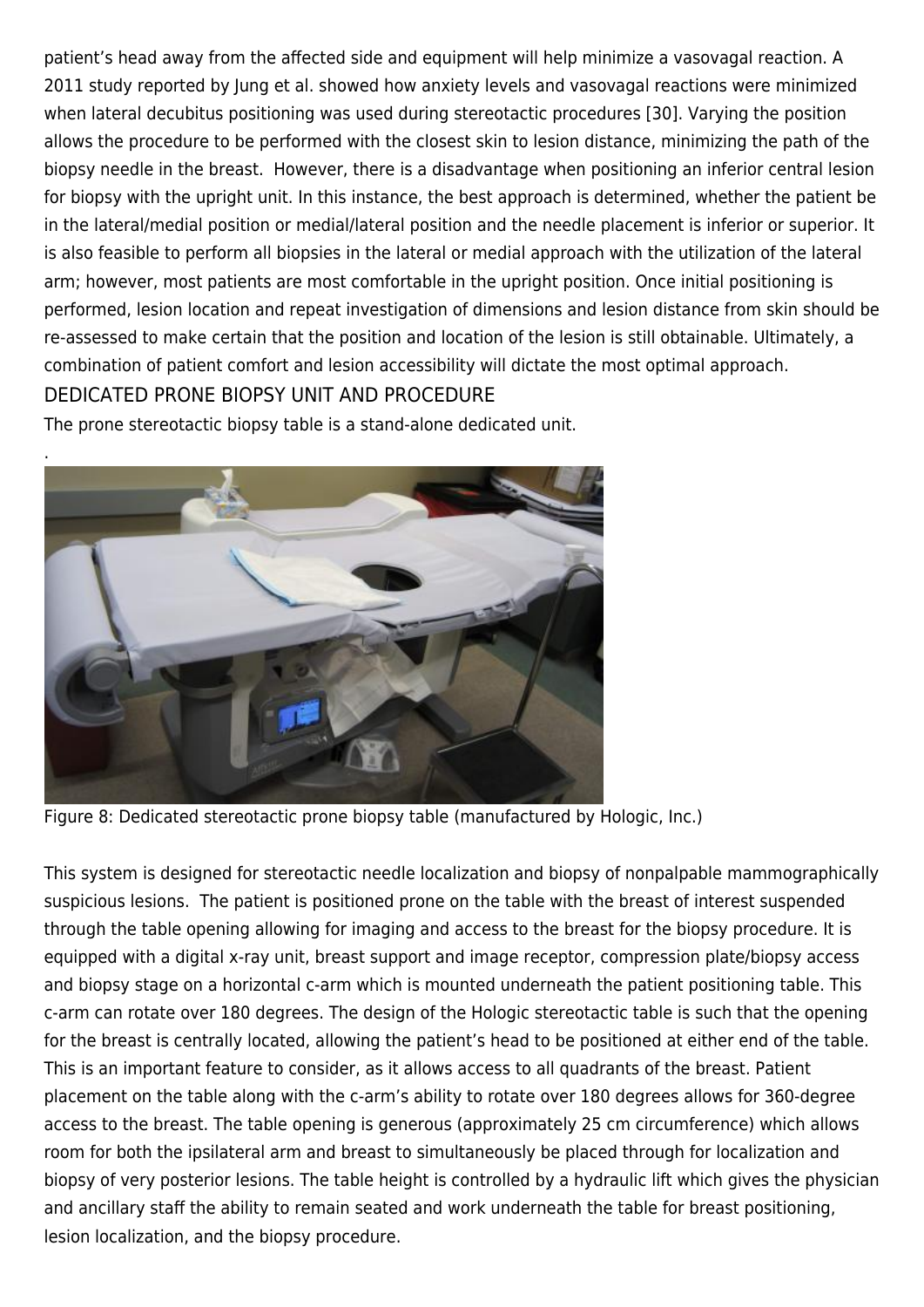patient's head away from the affected side and equipment will help minimize a vasovagal reaction. A 2011 study reported by Jung et al. showed how anxiety levels and vasovagal reactions were minimized when lateral decubitus positioning was used during stereotactic procedures [30]. Varying the position allows the procedure to be performed with the closest skin to lesion distance, minimizing the path of the biopsy needle in the breast. However, there is a disadvantage when positioning an inferior central lesion for biopsy with the upright unit. In this instance, the best approach is determined, whether the patient be in the lateral/medial position or medial/lateral position and the needle placement is inferior or superior. It is also feasible to perform all biopsies in the lateral or medial approach with the utilization of the lateral arm; however, most patients are most comfortable in the upright position. Once initial positioning is performed, lesion location and repeat investigation of dimensions and lesion distance from skin should be re-assessed to make certain that the position and location of the lesion is still obtainable. Ultimately, a combination of patient comfort and lesion accessibility will dictate the most optimal approach.

## DEDICATED PRONE BIOPSY UNIT AND PROCEDURE

The prone stereotactic biopsy table is a stand-alone dedicated unit.

Figure 8: Dedicated stereotactic prone biopsy table (manufactured by Hologic, Inc.)

This system is designed for stereotactic needle localization and biopsy of nonpalpable mammographically suspicious lesions. The patient is positioned prone on the table with the breast of interest suspended through the table opening allowing for imaging and access to the breast for the biopsy procedure. It is equipped with a digital x-ray unit, breast support and image receptor, compression plate/biopsy access and biopsy stage on a horizontal c-arm which is mounted underneath the patient positioning table. This c-arm can rotate over 180 degrees. The design of the Hologic stereotactic table is such that the opening for the breast is centrally located, allowing the patient's head to be positioned at either end of the table. This is an important feature to consider, as it allows access to all quadrants of the breast. Patient placement on the table along with the c-arm's ability to rotate over 180 degrees allows for 360-degree access to the breast. The table opening is generous (approximately 25 cm circumference) which allows room for both the ipsilateral arm and breast to simultaneously be placed through for localization and biopsy of very posterior lesions. The table height is controlled by a hydraulic lift which gives the physician and ancillary staff the ability to remain seated and work underneath the table for breast positioning, lesion localization, and the biopsy procedure.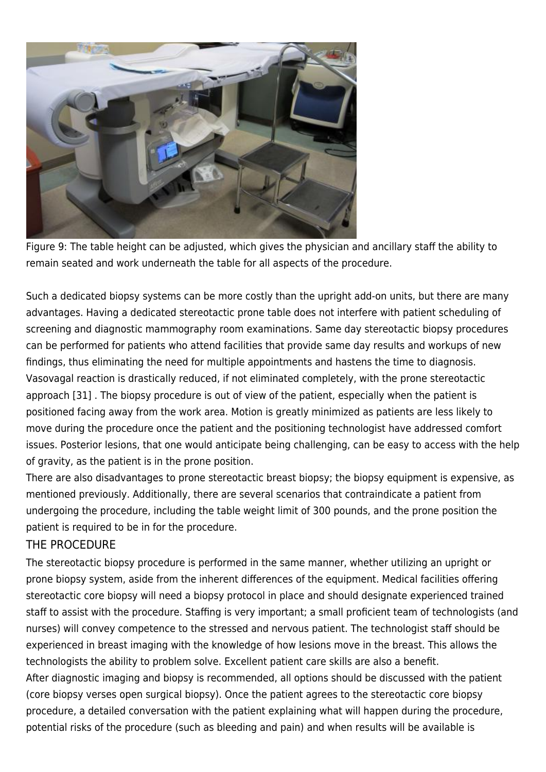Figure 9: The table height can be adjusted, which gives the physician and ancillary staff the ability to remain seated and work underneath the table for all aspects of the procedure.

Such a dedicated biopsy systems can be more costly than the upright add-on units, but there are many advantages. Having a dedicated stereotactic prone table does not interfere with patient scheduling of screening and diagnostic mammography room examinations. Same day stereotactic biopsy procedures can be performed for patients who attend facilities that provide same day results and workups of new findings, thus eliminating the need for multiple appointments and hastens the time to diagnosis. Vasovagal reaction is drastically reduced, if not eliminated completely, with the prone stereotactic approach [31] . The biopsy procedure is out of view of the patient, especially when the patient is positioned facing away from the work area. Motion is greatly minimized as patients are less likely to move during the procedure once the patient and the positioning technologist have addressed comfort issues. Posterior lesions, that one would anticipate being challenging, can be easy to access with the help of gravity, as the patient is in the prone position.

There are also disadvantages to prone stereotactic breast biopsy; the biopsy equipment is expensive, as mentioned previously. Additionally, there are several scenarios that contraindicate a patient from undergoing the procedure, including the table weight limit of 300 pounds, and the prone position the patient is required to be in for the procedure.

## THE PROCEDURE

The stereotactic biopsy procedure is performed in the same manner, whether utilizing an upright or prone biopsy system, aside from the inherent differences of the equipment. Medical facilities offering stereotactic core biopsy will need a biopsy protocol in place and should designate experienced trained staff to assist with the procedure. Staffing is very important; a small proficient team of technologists (and nurses) will convey competence to the stressed and nervous patient. The technologist staff should be experienced in breast imaging with the knowledge of how lesions move in the breast. This allows the technologists the ability to problem solve. Excellent patient care skills are also a benefit.

After diagnostic imaging and biopsy is recommended, all options should be discussed with the patient (core biopsy verses open surgical biopsy). Once the patient agrees to the stereotactic core biopsy procedure, a detailed conversation with the patient explaining what will happen during the procedure, potential risks of the procedure (such as bleeding and pain) and when results will be available is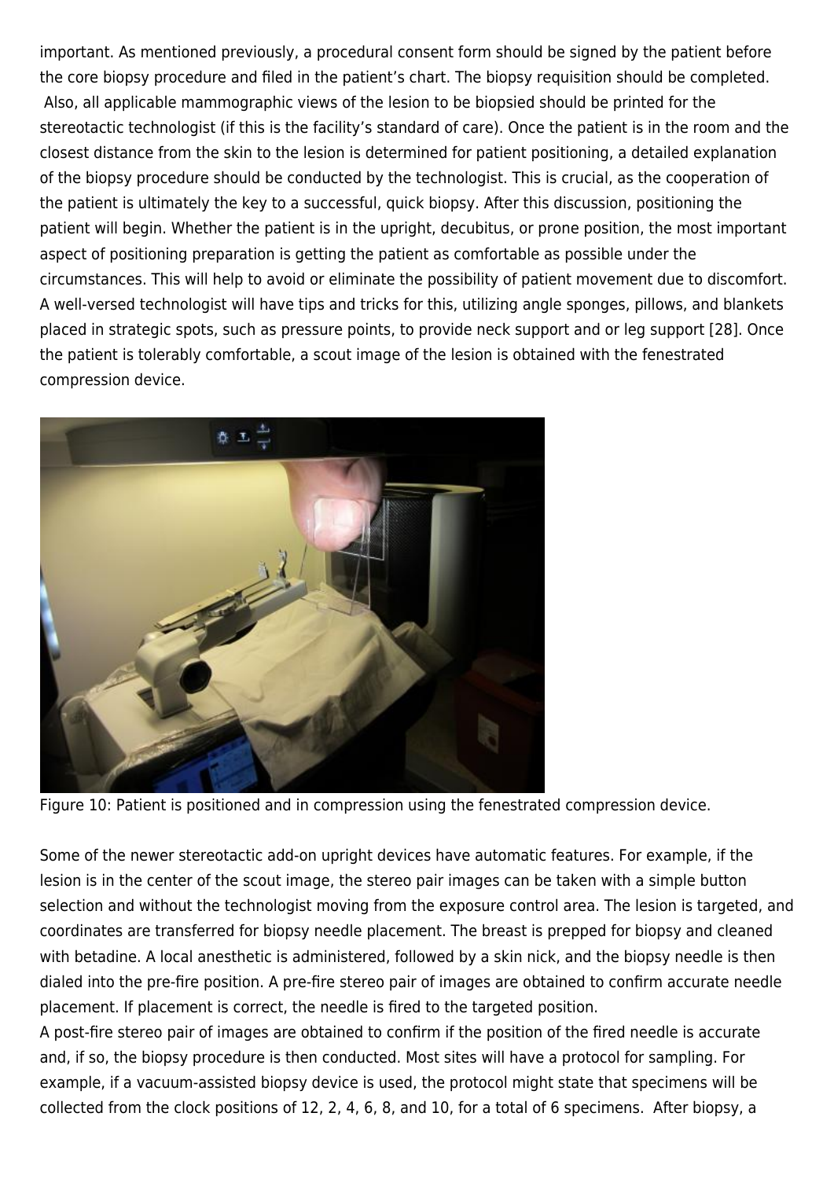important. As mentioned previously, a procedural consent form should be signed by the patient before the core biopsy procedure and filed in the patient's chart. The biopsy requisition should be completed. Also, all applicable mammographic views of the lesion to be biopsied should be printed for the stereotactic technologist (if this is the facility's standard of care). Once the patient is in the room and the closest distance from the skin to the lesion is determined for patient positioning, a detailed explanation of the biopsy procedure should be conducted by the technologist. This is crucial, as the cooperation of the patient is ultimately the key to a successful, quick biopsy. After this discussion, positioning the patient will begin. Whether the patient is in the upright, decubitus, or prone position, the most important aspect of positioning preparation is getting the patient as comfortable as possible under the circumstances. This will help to avoid or eliminate the possibility of patient movement due to discomfort. A well-versed technologist will have tips and tricks for this, utilizing angle sponges, pillows, and blankets placed in strategic spots, such as pressure points, to provide neck support and or leg support [28]. Once the patient is tolerably comfortable, a scout image of the lesion is obtained with the fenestrated compression device.

Figure 10: Patient is positioned and in compression using the fenestrated compression device.

Some of the newer stereotactic add-on upright devices have automatic features. For example, if the lesion is in the center of the scout image, the stereo pair images can be taken with a simple button selection and without the technologist moving from the exposure control area. The lesion is targeted, and coordinates are transferred for biopsy needle placement. The breast is prepped for biopsy and cleaned with betadine. A local anesthetic is administered, followed by a skin nick, and the biopsy needle is then dialed into the pre-fire position. A pre-fire stereo pair of images are obtained to confirm accurate needle placement. If placement is correct, the needle is fired to the targeted position.

A post-fire stereo pair of images are obtained to confirm if the position of the fired needle is accurate and, if so, the biopsy procedure is then conducted. Most sites will have a protocol for sampling. For example, if a vacuum-assisted biopsy device is used, the protocol might state that specimens will be collected from the clock positions of 12, 2, 4, 6, 8, and 10, for a total of 6 specimens. After biopsy, a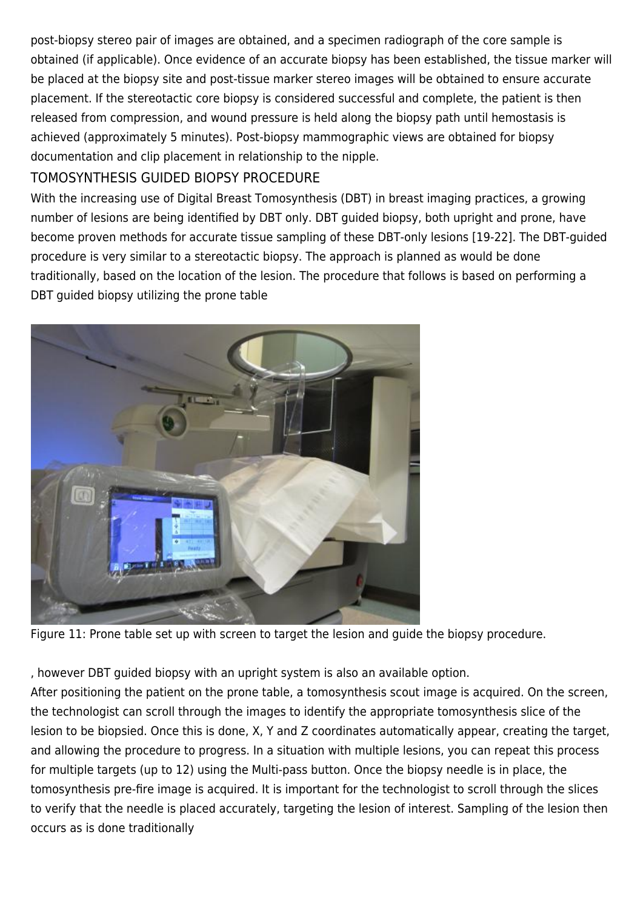post-biopsy stereo pair of images are obtained, and a specimen radiograph of the core sample is obtained (if applicable). Once evidence of an accurate biopsy has been established, the tissue marker will be placed at the biopsy site and post-tissue marker stereo images will be obtained to ensure accurate placement. If the stereotactic core biopsy is considered successful and complete, the patient is then released from compression, and wound pressure is held along the biopsy path until hemostasis is achieved (approximately 5 minutes). Post-biopsy mammographic views are obtained for biopsy documentation and clip placement in relationship to the nipple.

## TOMOSYNTHESIS GUIDED BIOPSY PROCEDURE

With the increasing use of Digital Breast Tomosynthesis (DBT) in breast imaging practices, a growing number of lesions are being identified by DBT only. DBT guided biopsy, both upright and prone, have become proven methods for accurate tissue sampling of these DBT-only lesions [19-22]. The DBT-guided procedure is very similar to a stereotactic biopsy. The approach is planned as would be done traditionally, based on the location of the lesion. The procedure that follows is based on performing a DBT guided biopsy utilizing the prone table

Figure 11: Prone table set up with screen to target the lesion and guide the biopsy procedure.

, however DBT guided biopsy with an upright system is also an available option.

After positioning the patient on the prone table, a tomosynthesis scout image is acquired. On the screen, the technologist can scroll through the images to identify the appropriate tomosynthesis slice of the lesion to be biopsied. Once this is done, X, Y and Z coordinates automatically appear, creating the target, and allowing the procedure to progress. In a situation with multiple lesions, you can repeat this process for multiple targets (up to 12) using the Multi-pass button. Once the biopsy needle is in place, the tomosynthesis pre-fire image is acquired. It is important for the technologist to scroll through the slices to verify that the needle is placed accurately, targeting the lesion of interest. Sampling of the lesion then occurs as is done traditionally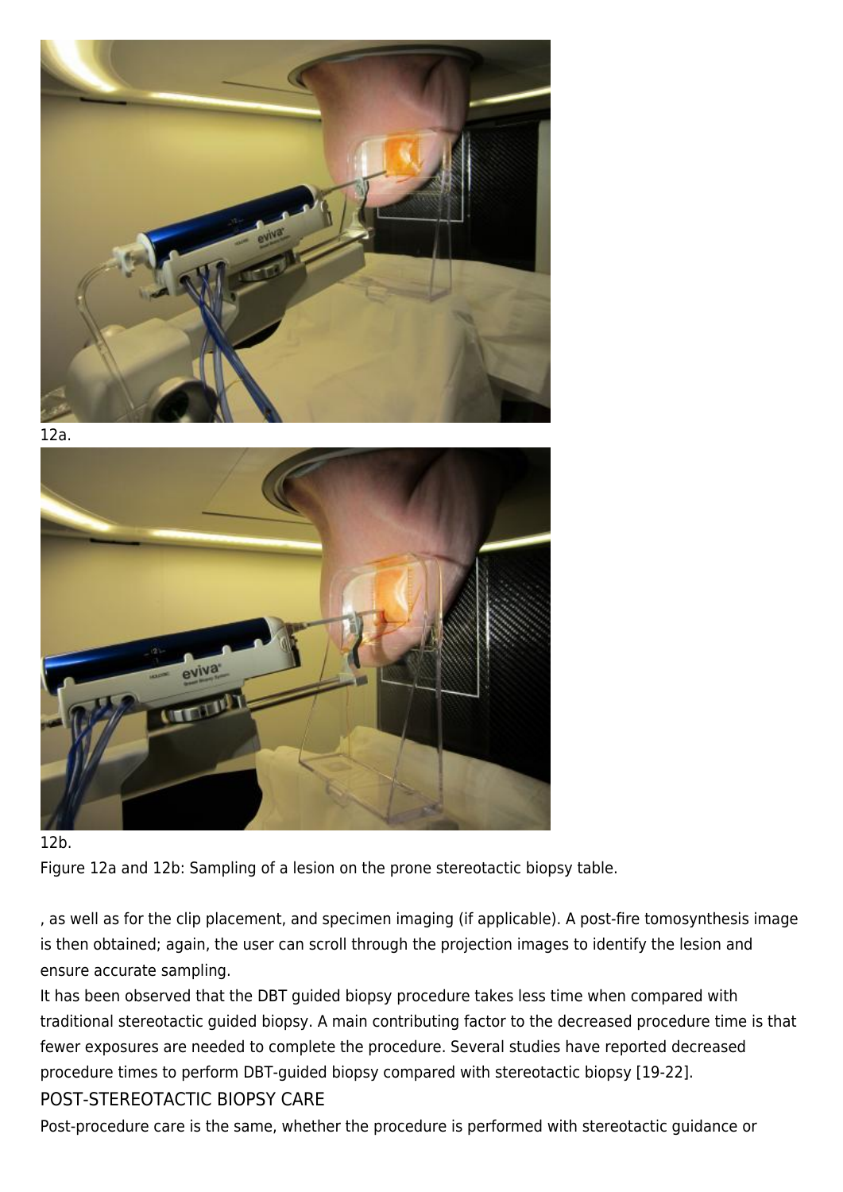12a.

12b.

Figure 12a and 12b: Sampling of a lesion on the prone stereotactic biopsy table.

, as well as for the clip placement, and specimen imaging (if applicable). A post-fire tomosynthesis image is then obtained; again, the user can scroll through the projection images to identify the lesion and ensure accurate sampling.

It has been observed that the DBT guided biopsy procedure takes less time when compared with traditional stereotactic guided biopsy. A main contributing factor to the decreased procedure time is that fewer exposures are needed to complete the procedure. Several studies have reported decreased procedure times to perform DBT-guided biopsy compared with stereotactic biopsy [19-22].

## POST-STEREOTACTIC BIOPSY CARE

Post-procedure care is the same, whether the procedure is performed with stereotactic guidance or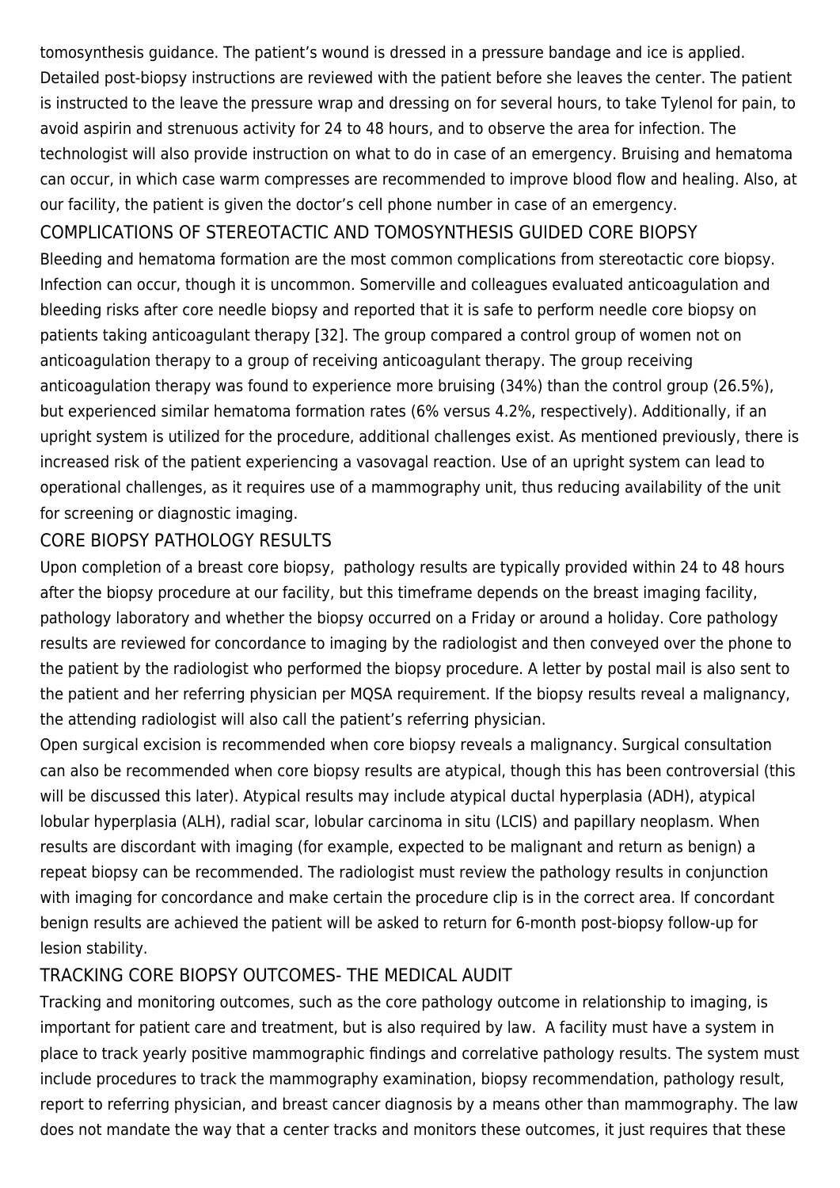tomosynthesis guidance. The patient's wound is dressed in a pressure bandage and ice is applied. Detailed post-biopsy instructions are reviewed with the patient before she leaves the center. The patient is instructed to the leave the pressure wrap and dressing on for several hours, to take Tylenol for pain, to avoid aspirin and strenuous activity for 24 to 48 hours, and to observe the area for infection. The technologist will also provide instruction on what to do in case of an emergency. Bruising and hematoma can occur, in which case warm compresses are recommended to improve blood flow and healing. Also, at our facility, the patient is given the doctor's cell phone number in case of an emergency.

## COMPLICATIONS OF STEREOTACTIC AND TOMOSYNTHESIS GUIDED CORE BIOPSY

Bleeding and hematoma formation are the most common complications from stereotactic core biopsy. Infection can occur, though it is uncommon. Somerville and colleagues evaluated anticoagulation and bleeding risks after core needle biopsy and reported that it is safe to perform needle core biopsy on patients taking anticoagulant therapy [32]. The group compared a control group of women not on anticoagulation therapy to a group of receiving anticoagulant therapy. The group receiving anticoagulation therapy was found to experience more bruising (34%) than the control group (26.5%), but experienced similar hematoma formation rates (6% versus 4.2%, respectively). Additionally, if an upright system is utilized for the procedure, additional challenges exist. As mentioned previously, there is increased risk of the patient experiencing a vasovagal reaction. Use of an upright system can lead to operational challenges, as it requires use of a mammography unit, thus reducing availability of the unit for screening or diagnostic imaging.

## CORE BIOPSY PATHOLOGY RESULTS

Upon completion of a breast core biopsy, pathology results are typically provided within 24 to 48 hours after the biopsy procedure at our facility, but this timeframe depends on the breast imaging facility, pathology laboratory and whether the biopsy occurred on a Friday or around a holiday. Core pathology results are reviewed for concordance to imaging by the radiologist and then conveyed over the phone to the patient by the radiologist who performed the biopsy procedure. A letter by postal mail is also sent to the patient and her referring physician per MQSA requirement. If the biopsy results reveal a malignancy, the attending radiologist will also call the patient's referring physician.

Open surgical excision is recommended when core biopsy reveals a malignancy. Surgical consultation can also be recommended when core biopsy results are atypical, though this has been controversial (this will be discussed this later). Atypical results may include atypical ductal hyperplasia (ADH), atypical lobular hyperplasia (ALH), radial scar, lobular carcinoma in situ (LCIS) and papillary neoplasm. When results are discordant with imaging (for example, expected to be malignant and return as benign) a repeat biopsy can be recommended. The radiologist must review the pathology results in conjunction with imaging for concordance and make certain the procedure clip is in the correct area. If concordant benign results are achieved the patient will be asked to return for 6-month post-biopsy follow-up for lesion stability.

## TRACKING CORE BIOPSY OUTCOMES- THE MEDICAL AUDIT

Tracking and monitoring outcomes, such as the core pathology outcome in relationship to imaging, is important for patient care and treatment, but is also required by law. A facility must have a system in place to track yearly positive mammographic findings and correlative pathology results. The system must include procedures to track the mammography examination, biopsy recommendation, pathology result, report to referring physician, and breast cancer diagnosis by a means other than mammography. The law does not mandate the way that a center tracks and monitors these outcomes, it just requires that these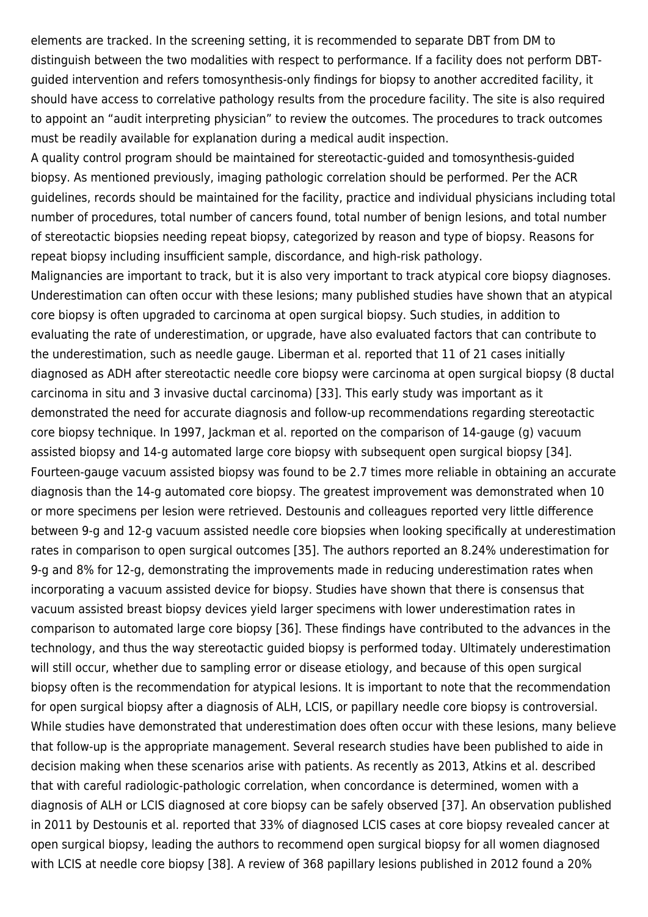elements are tracked. In the screening setting, it is recommended to separate DBT from DM to distinguish between the two modalities with respect to performance. If a facility does not perform DBT-guided intervention and refers tomosynthesis-only findings for biopsy to another accredited facility, it should have access to correlative pathology results from the procedure facility. The site is also required to appoint an "audit interpreting physician" to review the outcomes. The procedures to track outcomes must be readily available for explanation during a medical audit inspection.

A quality control program should be maintained for stereotactic-guided and tomosynthesis-guided biopsy. As mentioned previously, imaging pathologic correlation should be performed. Per the ACR guidelines, records should be maintained for the facility, practice and individual physicians including total number of procedures, total number of cancers found, total number of benign lesions, and total number of stereotactic biopsies needing repeat biopsy, categorized by reason and type of biopsy. Reasons for repeat biopsy including insufficient sample, discordance, and high-risk pathology.

Malignancies are important to track, but it is also very important to track atypical core biopsy diagnoses. Underestimation can often occur with these lesions; many published studies have shown that an atypical core biopsy is often upgraded to carcinoma at open surgical biopsy. Such studies, in addition to evaluating the rate of underestimation, or upgrade, have also evaluated factors that can contribute to the underestimation, such as needle gauge. Liberman et al. reported that 11 of 21 cases initially diagnosed as ADH after stereotactic needle core biopsy were carcinoma at open surgical biopsy (8 ductal carcinoma in situ and 3 invasive ductal carcinoma) [33]. This early study was important as it demonstrated the need for accurate diagnosis and follow-up recommendations regarding stereotactic core biopsy technique. In 1997, Jackman et al. reported on the comparison of 14-gauge (g) vacuum assisted biopsy and 14-g automated large core biopsy with subsequent open surgical biopsy [34]. Fourteen-gauge vacuum assisted biopsy was found to be 2.7 times more reliable in obtaining an accurate diagnosis than the 14-g automated core biopsy. The greatest improvement was demonstrated when 10 or more specimens per lesion were retrieved. Destounis and colleagues reported very little difference between 9-g and 12-g vacuum assisted needle core biopsies when looking specifically at underestimation rates in comparison to open surgical outcomes [35]. The authors reported an 8.24% underestimation for 9-g and 8% for 12-g, demonstrating the improvements made in reducing underestimation rates when incorporating a vacuum assisted device for biopsy. Studies have shown that there is consensus that vacuum assisted breast biopsy devices yield larger specimens with lower underestimation rates in comparison to automated large core biopsy [36]. These findings have contributed to the advances in the technology, and thus the way stereotactic guided biopsy is performed today. Ultimately underestimation will still occur, whether due to sampling error or disease etiology, and because of this open surgical biopsy often is the recommendation for atypical lesions. It is important to note that the recommendation for open surgical biopsy after a diagnosis of ALH, LCIS, or papillary needle core biopsy is controversial. While studies have demonstrated that underestimation does often occur with these lesions, many believe that follow-up is the appropriate management. Several research studies have been published to aide in decision making when these scenarios arise with patients. As recently as 2013, Atkins et al. described that with careful radiologic-pathologic correlation, when concordance is determined, women with a diagnosis of ALH or LCIS diagnosed at core biopsy can be safely observed [37]. An observation published in 2011 by Destounis et al. reported that 33% of diagnosed LCIS cases at core biopsy revealed cancer at open surgical biopsy, leading the authors to recommend open surgical biopsy for all women diagnosed with LCIS at needle core biopsy [38]. A review of 368 papillary lesions published in 2012 found a 20%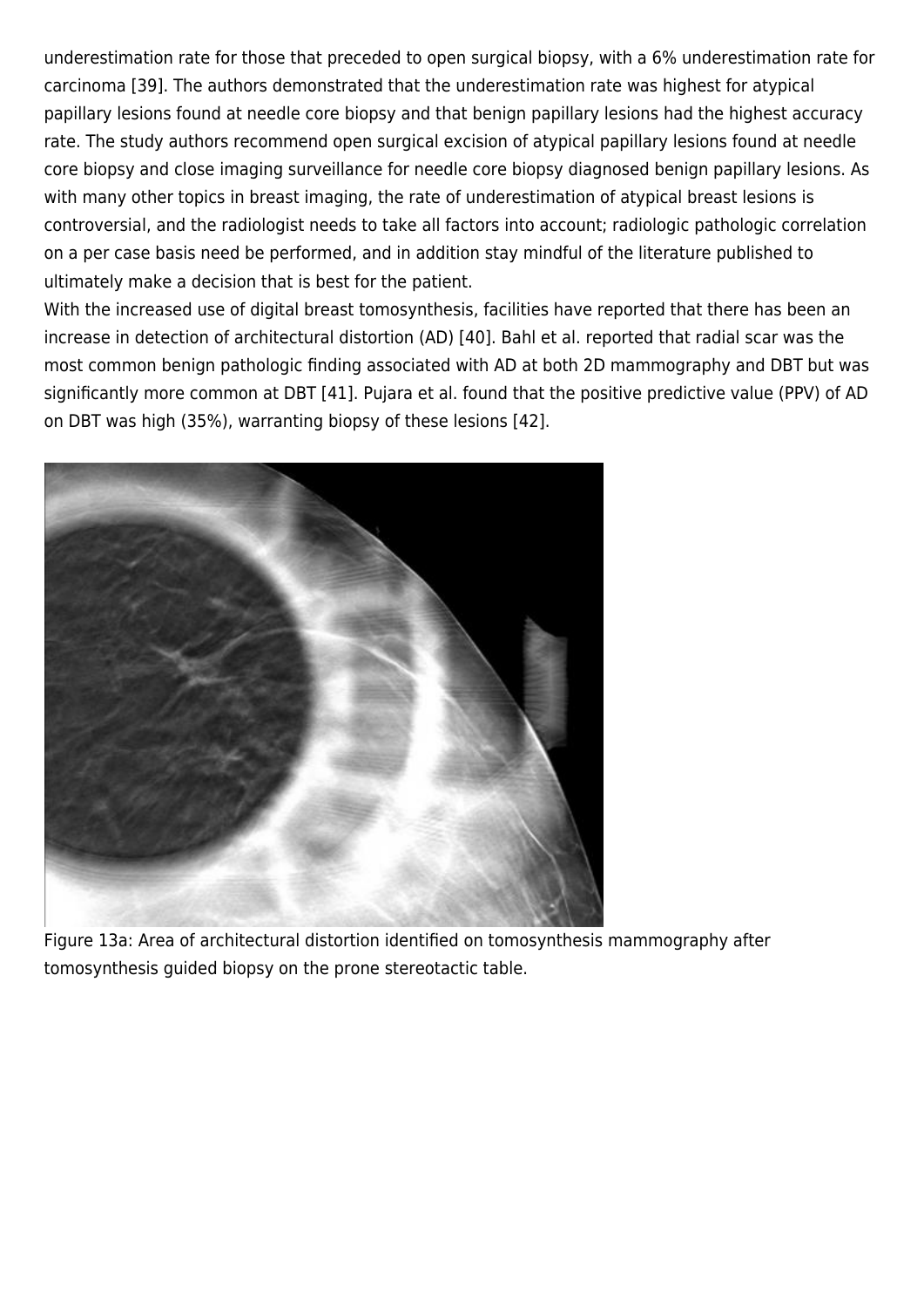underestimation rate for those that preceded to open surgical biopsy, with a 6% underestimation rate for carcinoma [39]. The authors demonstrated that the underestimation rate was highest for atypical papillary lesions found at needle core biopsy and that benign papillary lesions had the highest accuracy rate. The study authors recommend open surgical excision of atypical papillary lesions found at needle core biopsy and close imaging surveillance for needle core biopsy diagnosed benign papillary lesions. As with many other topics in breast imaging, the rate of underestimation of atypical breast lesions is controversial, and the radiologist needs to take all factors into account; radiologic pathologic correlation on a per case basis need be performed, and in addition stay mindful of the literature published to ultimately make a decision that is best for the patient.

With the increased use of digital breast tomosynthesis, facilities have reported that there has been an increase in detection of architectural distortion (AD) [40]. Bahl et al. reported that radial scar was the most common benign pathologic finding associated with AD at both 2D mammography and DBT but was significantly more common at DBT [41]. Pujara et al. found that the positive predictive value (PPV) of AD on DBT was high (35%), warranting biopsy of these lesions [42].

Figure 13a: Area of architectural distortion identified on tomosynthesis mammography after tomosynthesis guided biopsy on the prone stereotactic table.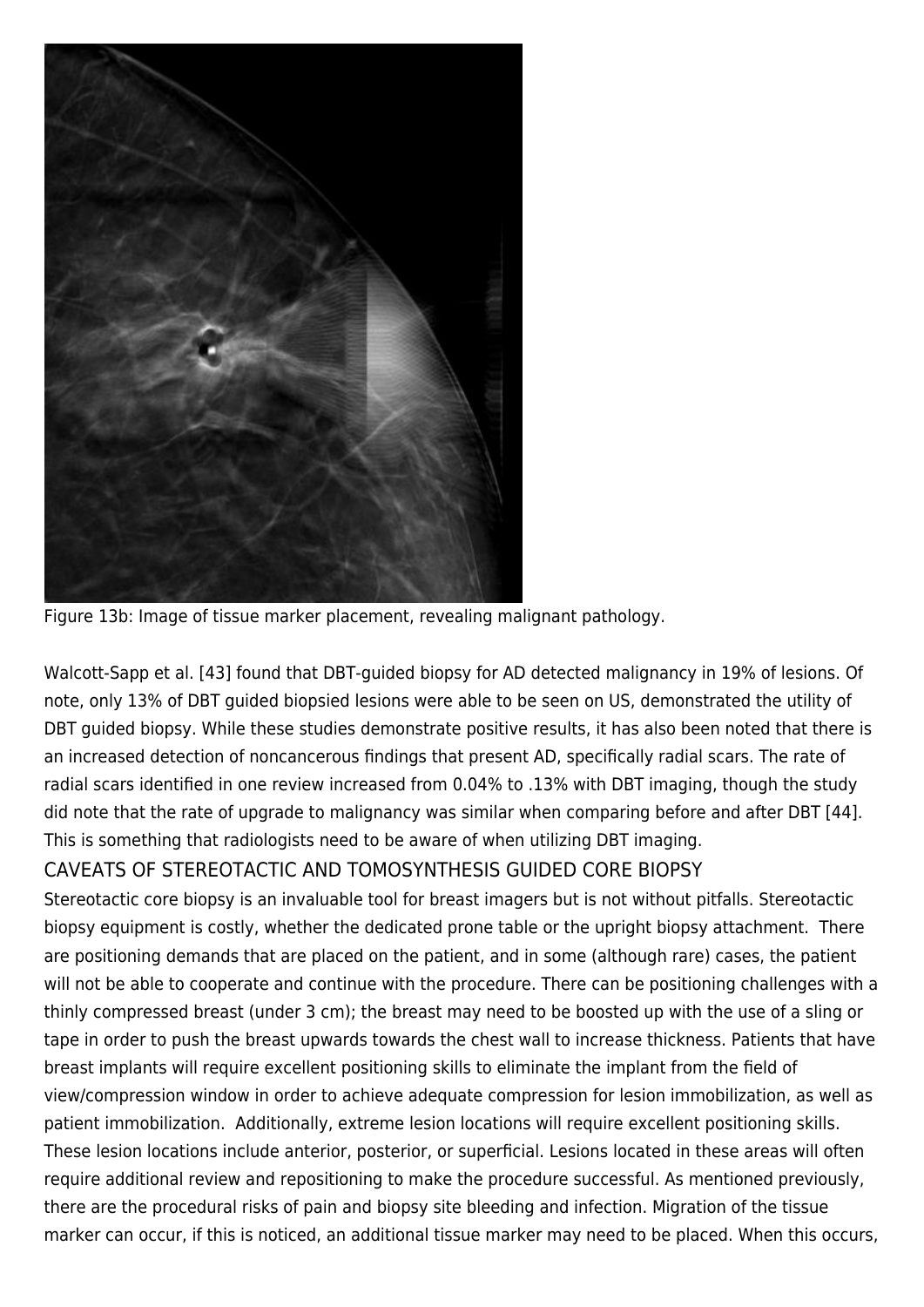Figure 13b: Image of tissue marker placement, revealing malignant pathology.

Walcott-Sapp et al. [43] found that DBT-guided biopsy for AD detected malignancy in 19% of lesions. Of note, only 13% of DBT guided biopsied lesions were able to be seen on US, demonstrated the utility of DBT guided biopsy. While these studies demonstrate positive results, it has also been noted that there is an increased detection of noncancerous findings that present AD, specifically radial scars. The rate of radial scars identified in one review increased from 0.04% to .13% with DBT imaging, though the study did note that the rate of upgrade to malignancy was similar when comparing before and after DBT [44]. This is something that radiologists need to be aware of when utilizing DBT imaging.

## CAVEATS OF STEREOTACTIC AND TOMOSYNTHESIS GUIDED CORE BIOPSY

Stereotactic core biopsy is an invaluable tool for breast imagers but is not without pitfalls. Stereotactic biopsy equipment is costly, whether the dedicated prone table or the upright biopsy attachment. There are positioning demands that are placed on the patient, and in some (although rare) cases, the patient will not be able to cooperate and continue with the procedure. There can be positioning challenges with a thinly compressed breast (under 3 cm); the breast may need to be boosted up with the use of a sling or tape in order to push the breast upwards towards the chest wall to increase thickness. Patients that have breast implants will require excellent positioning skills to eliminate the implant from the field of view/compression window in order to achieve adequate compression for lesion immobilization, as well as patient immobilization. Additionally, extreme lesion locations will require excellent positioning skills. These lesion locations include anterior, posterior, or superficial. Lesions located in these areas will often require additional review and repositioning to make the procedure successful. As mentioned previously, there are the procedural risks of pain and biopsy site bleeding and infection. Migration of the tissue marker can occur, if this is noticed, an additional tissue marker may need to be placed. When this occurs,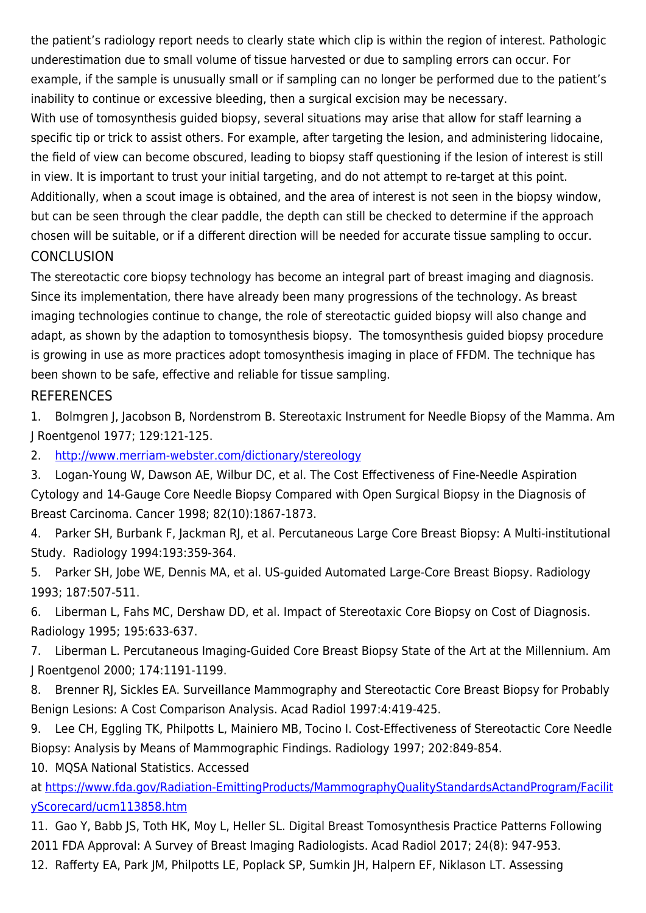the patient's radiology report needs to clearly state which clip is within the region of interest. Pathologic underestimation due to small volume of tissue harvested or due to sampling errors can occur. For example, if the sample is unusually small or if sampling can no longer be performed due to the patient's inability to continue or excessive bleeding, then a surgical excision may be necessary.

With use of tomosynthesis guided biopsy, several situations may arise that allow for staff learning a specific tip or trick to assist others. For example, after targeting the lesion, and administering lidocaine, the field of view can become obscured, leading to biopsy staff questioning if the lesion of interest is still in view. It is important to trust your initial targeting, and do not attempt to re-target at this point. Additionally, when a scout image is obtained, and the area of interest is not seen in the biopsy window, but can be seen through the clear paddle, the depth can still be checked to determine if the approach chosen will be suitable, or if a different direction will be needed for accurate tissue sampling to occur.

## CONCLUSION

The stereotactic core biopsy technology has become an integral part of breast imaging and diagnosis. Since its implementation, there have already been many progressions of the technology. As breast imaging technologies continue to change, the role of stereotactic guided biopsy will also change and adapt, as shown by the adaption to tomosynthesis biopsy. The tomosynthesis guided biopsy procedure is growing in use as more practices adopt tomosynthesis imaging in place of FFDM. The technique has been shown to be safe, effective and reliable for tissue sampling.

## REFERENCES

1. Bolmgren J, Jacobson B, Nordenstrom B. Stereotaxic Instrument for Needle Biopsy of the Mamma. Am J Roentgenol 1977; 129:121-125.
2. [http://www.merriam-webster.com/dictionary/stereology](http://www.merriam-webster.com/dictionary/stereology)
3. Logan-Young W, Dawson AE, Wilbur DC, et al. The Cost Effectiveness of Fine-Needle Aspiration Cytology and 14-Gauge Core Needle Biopsy Compared with Open Surgical Biopsy in the Diagnosis of Breast Carcinoma. Cancer 1998; 82(10):1867-1873.
4. Parker SH, Burbank F, Jackman RJ, et al. Percutaneous Large Core Breast Biopsy: A Multi-institutional Study. Radiology 1994:193:359-364.
5. Parker SH, Jobe WE, Dennis MA, et al. US-guided Automated Large-Core Breast Biopsy. Radiology 1993; 187:507-511.
6. Liberman L, Fahs MC, Dershaw DD, et al. Impact of Stereotaxic Core Biopsy on Cost of Diagnosis. Radiology 1995; 195:633-637.
7. Liberman L. Percutaneous Imaging-Guided Core Breast Biopsy State of the Art at the Millennium. Am J Roentgenol 2000; 174:1191-1199.
8. Brenner RJ, Sickles EA. Surveillance Mammography and Stereotactic Core Breast Biopsy for Probably Benign Lesions: A Cost Comparison Analysis. Acad Radiol 1997:4:419-425.
9. Lee CH, Eggling TK, Philpotts L, Mainiero MB, Tocino I. Cost-Effectiveness of Stereotactic Core Needle Biopsy: Analysis by Means of Mammographic Findings. Radiology 1997; 202:849-854.
10. MQSA National Statistics. Accessed at [https://www.fda.gov/Radiation-EmittingProducts/MammographyQualityStandardsActandProgram/FacilityScorecard/ucm113858.htm](https://www.fda.gov/Radiation-EmittingProducts/MammographyQualityStandardsActandProgram/FacilityScorecard/ucm113858.htm)
11. Gao Y, Babb JS, Toth HK, Moy L, Heller SL. Digital Breast Tomosynthesis Practice Patterns Following 2011 FDA Approval: A Survey of Breast Imaging Radiologists. Acad Radiol 2017; 24(8): 947-953.
12. Rafferty EA, Park JM, Philpotts LE, Poplack SP, Sumkin JH, Halpern EF, Niklason LT. Assessing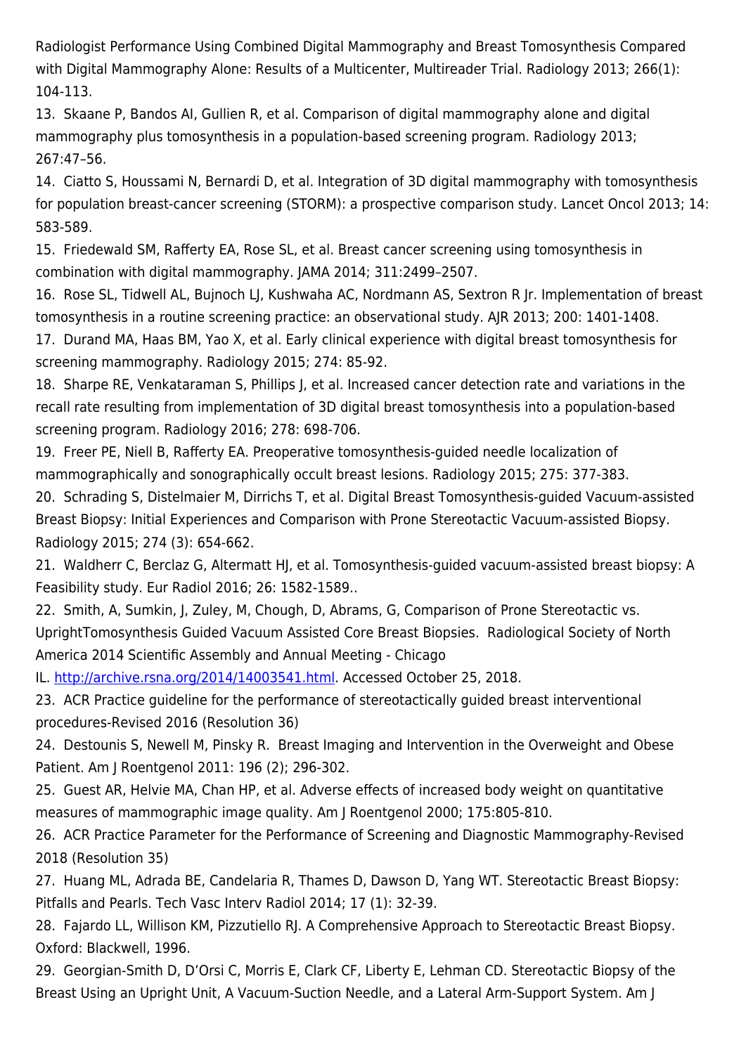Radiologist Performance Using Combined Digital Mammography and Breast Tomosynthesis Compared with Digital Mammography Alone: Results of a Multicenter, Multireader Trial. Radiology 2013; 266(1): 104-113.

13. Skaane P, Bandos AI, Gullien R, et al. Comparison of digital mammography alone and digital mammography plus tomosynthesis in a population-based screening program. Radiology 2013; 267:47–56.

14. Ciatto S, Houssami N, Bernardi D, et al. Integration of 3D digital mammography with tomosynthesis for population breast-cancer screening (STORM): a prospective comparison study. Lancet Oncol 2013; 14: 583-589.

15. Friedewald SM, Rafferty EA, Rose SL, et al. Breast cancer screening using tomosynthesis in combination with digital mammography. JAMA 2014; 311:2499–2507.

16. Rose SL, Tidwell AL, Bujnoch LJ, Kushwaha AC, Nordmann AS, Sextron R Jr. Implementation of breast tomosynthesis in a routine screening practice: an observational study. AJR 2013; 200: 1401-1408.

17. Durand MA, Haas BM, Yao X, et al. Early clinical experience with digital breast tomosynthesis for screening mammography. Radiology 2015; 274: 85-92.

18. Sharpe RE, Venkataraman S, Phillips J, et al. Increased cancer detection rate and variations in the recall rate resulting from implementation of 3D digital breast tomosynthesis into a population-based screening program. Radiology 2016; 278: 698-706.

19. Freer PE, Niell B, Rafferty EA. Preoperative tomosynthesis-guided needle localization of mammographically and sonographically occult breast lesions. Radiology 2015; 275: 377-383.

20. Schrading S, Distelmaier M, Dirrichs T, et al. Digital Breast Tomosynthesis-guided Vacuum-assisted Breast Biopsy: Initial Experiences and Comparison with Prone Stereotactic Vacuum-assisted Biopsy. Radiology 2015; 274 (3): 654-662.

21. Waldherr C, Berclaz G, Altermatt HJ, et al. Tomosynthesis-guided vacuum-assisted breast biopsy: A Feasibility study. Eur Radiol 2016; 26: 1582-1589..

22. Smith, A, Sumkin, J, Zuley, M, Chough, D, Abrams, G, Comparison of Prone Stereotactic vs. UprightTomosynthesis Guided Vacuum Assisted Core Breast Biopsies. Radiological Society of North America 2014 Scientific Assembly and Annual Meeting - Chicago IL. [http://archive.rsna.org/2014/14003541.html](http://archive.rsna.org/2014/14003541.html). Accessed October 25, 2018.

23. ACR Practice guideline for the performance of stereotactically guided breast interventional procedures-Revised 2016 (Resolution 36)

24. Destounis S, Newell M, Pinsky R. Breast Imaging and Intervention in the Overweight and Obese Patient. Am J Roentgenol 2011: 196 (2); 296-302.

25. Guest AR, Helvie MA, Chan HP, et al. Adverse effects of increased body weight on quantitative measures of mammographic image quality. Am J Roentgenol 2000; 175:805-810.

26. ACR Practice Parameter for the Performance of Screening and Diagnostic Mammography-Revised 2018 (Resolution 35)

27. Huang ML, Adrada BE, Candelaria R, Thames D, Dawson D, Yang WT. Stereotactic Breast Biopsy: Pitfalls and Pearls. Tech Vasc Interv Radiol 2014; 17 (1): 32-39.

28. Fajardo LL, Willison KM, Pizzutiello RJ. A Comprehensive Approach to Stereotactic Breast Biopsy. Oxford: Blackwell, 1996.

29. Georgian-Smith D, D'Orsi C, Morris E, Clark CF, Liberty E, Lehman CD. Stereotactic Biopsy of the Breast Using an Upright Unit, A Vacuum-Suction Needle, and a Lateral Arm-Support System. Am J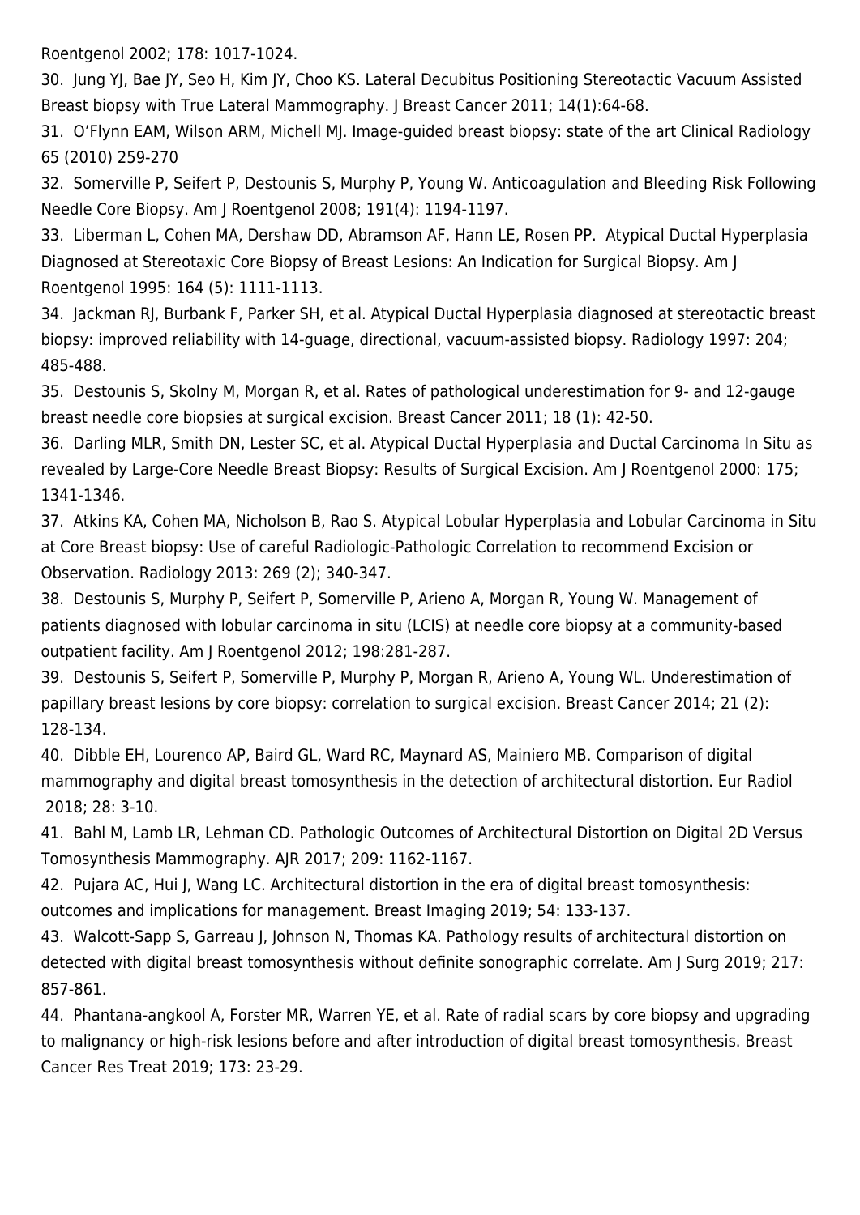Roentgenol 2002; 178: 1017-1024.

30. Jung YJ, Bae JY, Seo H, Kim JY, Choo KS. Lateral Decubitus Positioning Stereotactic Vacuum Assisted Breast biopsy with True Lateral Mammography. J Breast Cancer 2011; 14(1):64-68.

31. O'Flynn EAM, Wilson ARM, Michell MJ. Image-guided breast biopsy: state of the art Clinical Radiology 65 (2010) 259-270

32. Somerville P, Seifert P, Destounis S, Murphy P, Young W. Anticoagulation and Bleeding Risk Following Needle Core Biopsy. Am J Roentgenol 2008; 191(4): 1194-1197.

33. Liberman L, Cohen MA, Dershaw DD, Abramson AF, Hann LE, Rosen PP. Atypical Ductal Hyperplasia Diagnosed at Stereotaxic Core Biopsy of Breast Lesions: An Indication for Surgical Biopsy. Am J Roentgenol 1995: 164 (5): 1111-1113.

34. Jackman RJ, Burbank F, Parker SH, et al. Atypical Ductal Hyperplasia diagnosed at stereotactic breast biopsy: improved reliability with 14-guage, directional, vacuum-assisted biopsy. Radiology 1997: 204; 485-488.

35. Destounis S, Skolny M, Morgan R, et al. Rates of pathological underestimation for 9- and 12-gauge breast needle core biopsies at surgical excision. Breast Cancer 2011; 18 (1): 42-50.

36. Darling MLR, Smith DN, Lester SC, et al. Atypical Ductal Hyperplasia and Ductal Carcinoma In Situ as revealed by Large-Core Needle Breast Biopsy: Results of Surgical Excision. Am J Roentgenol 2000: 175; 1341-1346.

37. Atkins KA, Cohen MA, Nicholson B, Rao S. Atypical Lobular Hyperplasia and Lobular Carcinoma in Situ at Core Breast biopsy: Use of careful Radiologic-Pathologic Correlation to recommend Excision or Observation. Radiology 2013: 269 (2); 340-347.

38. Destounis S, Murphy P, Seifert P, Somerville P, Arieno A, Morgan R, Young W. Management of patients diagnosed with lobular carcinoma in situ (LCIS) at needle core biopsy at a community-based outpatient facility. Am J Roentgenol 2012; 198:281-287.

39. Destounis S, Seifert P, Somerville P, Murphy P, Morgan R, Arieno A, Young WL. Underestimation of papillary breast lesions by core biopsy: correlation to surgical excision. Breast Cancer 2014; 21 (2): 128-134.

40. Dibble EH, Lourenco AP, Baird GL, Ward RC, Maynard AS, Mainiero MB. Comparison of digital mammography and digital breast tomosynthesis in the detection of architectural distortion. Eur Radiol 2018; 28: 3-10.

41. Bahl M, Lamb LR, Lehman CD. Pathologic Outcomes of Architectural Distortion on Digital 2D Versus Tomosynthesis Mammography. AJR 2017; 209: 1162-1167.

42. Pujara AC, Hui J, Wang LC. Architectural distortion in the era of digital breast tomosynthesis: outcomes and implications for management. Breast Imaging 2019; 54: 133-137.

43. Walcott-Sapp S, Garreau J, Johnson N, Thomas KA. Pathology results of architectural distortion on detected with digital breast tomosynthesis without definite sonographic correlate. Am J Surg 2019; 217: 857-861.

44. Phantana-angkool A, Forster MR, Warren YE, et al. Rate of radial scars by core biopsy and upgrading to malignancy or high-risk lesions before and after introduction of digital breast tomosynthesis. Breast Cancer Res Treat 2019; 173: 23-29.